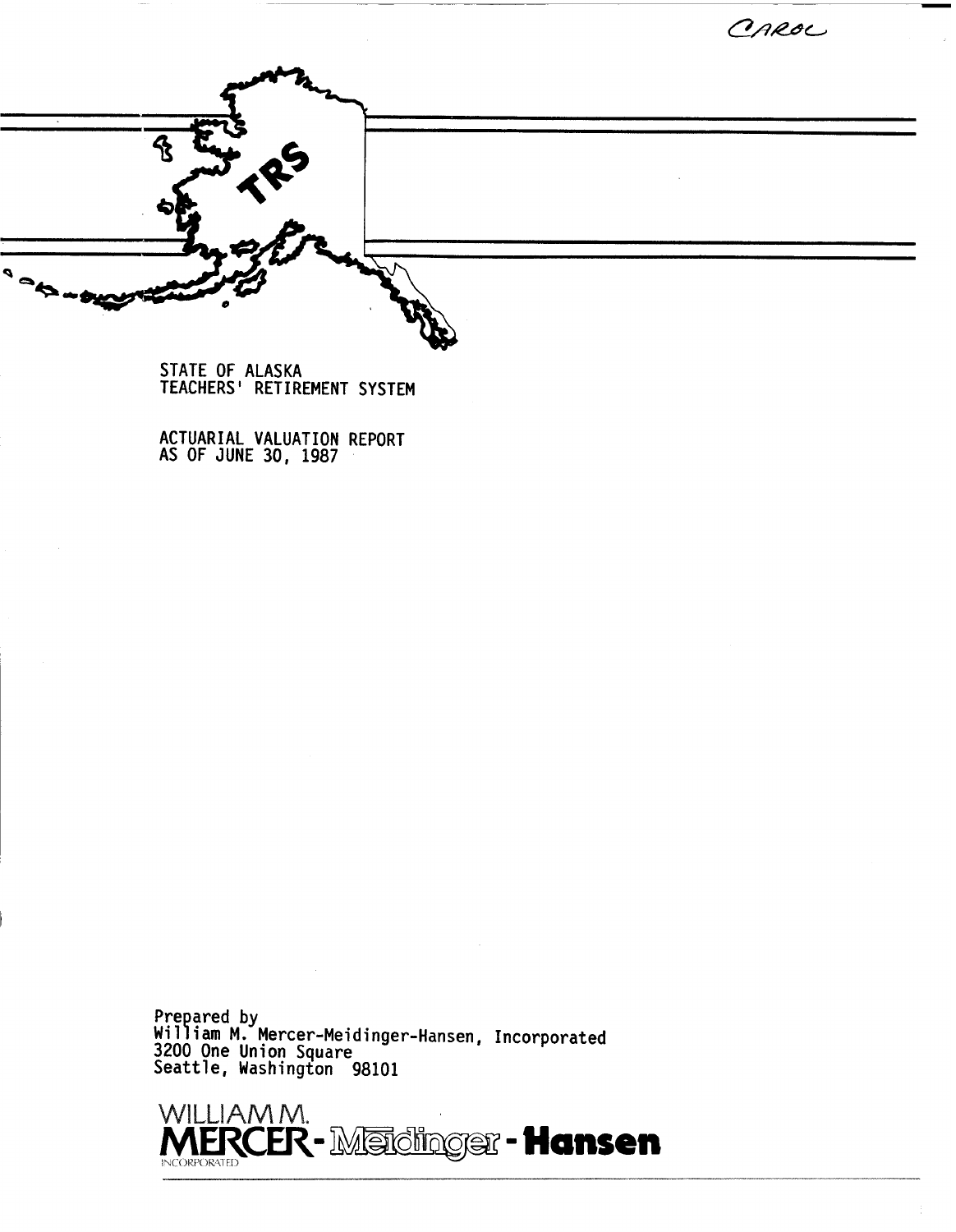CAROL

TRS

STATE OF ALASKA
TEACHERS' RETIREMENT SYSTEM

ACTUARIAL VALUATION REPORT
AS OF JUNE 30, 1987

Prepared by
William M. Mercer-Meidinger-Hansen, Incorporated
3200 One Union Square
Seattle, Washington 98101

WILLIAM M. MERCER - Meidinger - Hansen
INCORPORATED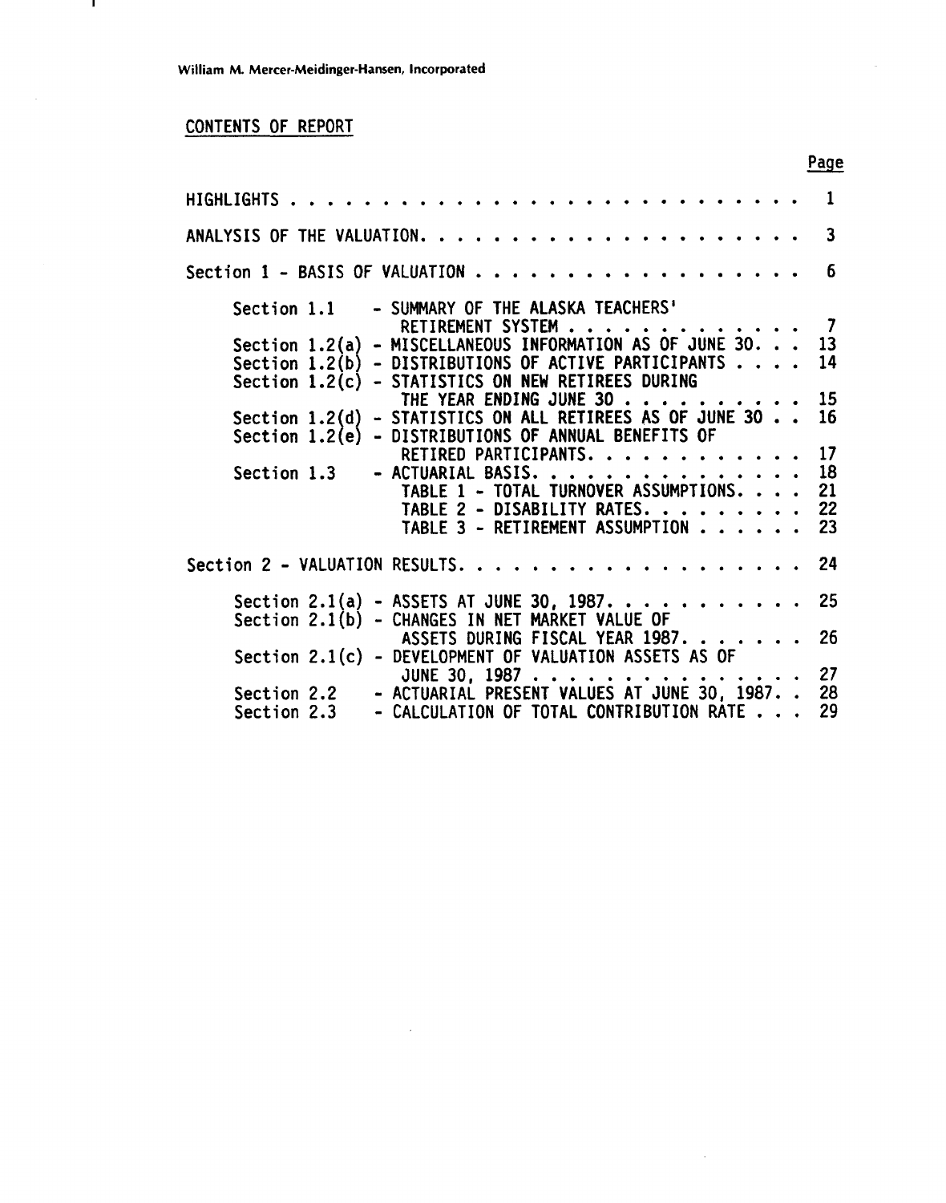William M. Mercer-Meidinger-Hansen, Incorporated

## CONTENTS OF REPORT

| | | Page |
|---|---|---|
| HIGHLIGHTS | | 1 |
| ANALYSIS OF THE VALUATION | | 3 |
| Section 1 - BASIS OF VALUATION | | 6 |
| Section 1.1 | - SUMMARY OF THE ALASKA TEACHERS' RETIREMENT SYSTEM | 7 |
| Section 1.2(a) | - MISCELLANEOUS INFORMATION AS OF JUNE 30 | 13 |
| Section 1.2(b) | - DISTRIBUTIONS OF ACTIVE PARTICIPANTS | 14 |
| Section 1.2(c) | - STATISTICS ON NEW RETIREES DURING THE YEAR ENDING JUNE 30 | 15 |
| Section 1.2(d) | - STATISTICS ON ALL RETIREES AS OF JUNE 30 | 16 |
| Section 1.2(e) | - DISTRIBUTIONS OF ANNUAL BENEFITS OF RETIRED PARTICIPANTS | 17 |
| Section 1.3 | - ACTUARIAL BASIS | 18 |
| | TABLE 1 - TOTAL TURNOVER ASSUMPTIONS | 21 |
| | TABLE 2 - DISABILITY RATES | 22 |
| | TABLE 3 - RETIREMENT ASSUMPTION | 23 |
| Section 2 - VALUATION RESULTS | | 24 |
| Section 2.1(a) | - ASSETS AT JUNE 30, 1987 | 25 |
| Section 2.1(b) | - CHANGES IN NET MARKET VALUE OF ASSETS DURING FISCAL YEAR 1987 | 26 |
| Section 2.1(c) | - DEVELOPMENT OF VALUATION ASSETS AS OF JUNE 30, 1987 | 27 |
| Section 2.2 | - ACTUARIAL PRESENT VALUES AT JUNE 30, 1987 | 28 |
| Section 2.3 | - CALCULATION OF TOTAL CONTRIBUTION RATE | 29 |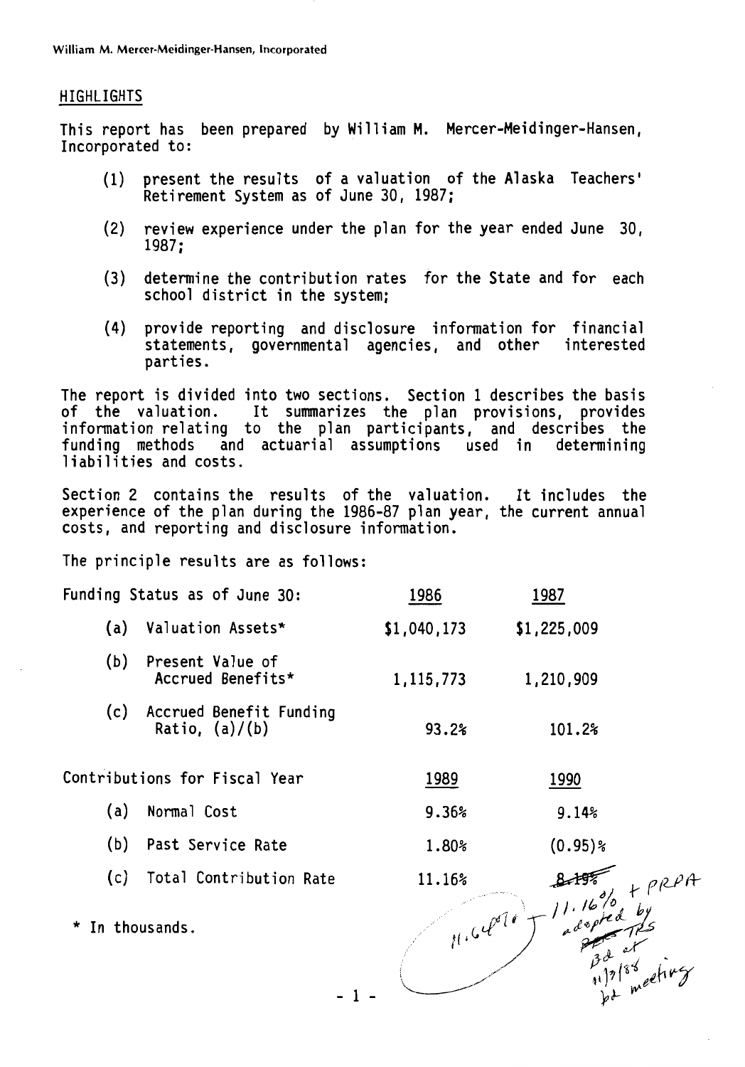William M. Mercer-Meidinger-Hansen, Incorporated

## HIGHLIGHTS

This report has been prepared by William M. Mercer-Meidinger-Hansen, Incorporated to:

(1) present the results of a valuation of the Alaska Teachers' Retirement System as of June 30, 1987;

(2) review experience under the plan for the year ended June 30, 1987;

(3) determine the contribution rates for the State and for each school district in the system;

(4) provide reporting and disclosure information for financial statements, governmental agencies, and other interested parties.

The report is divided into two sections. Section 1 describes the basis of the valuation. It summarizes the plan provisions, provides information relating to the plan participants, and describes the funding methods and actuarial assumptions used in determining liabilities and costs.

Section 2 contains the results of the valuation. It includes the experience of the plan during the 1986-87 plan year, the current annual costs, and reporting and disclosure information.

The principle results are as follows:

| Funding Status as of June 30: | 1986 | 1987 |
|---|---|---|
| (a) Valuation Assets* | $1,040,173 | $1,225,009 |
| (b) Present Value of Accrued Benefits* | 1,115,773 | 1,210,909 |
| (c) Accrued Benefit Funding Ratio, (a)/(b) | 93.2% | 101.2% |
| **Contributions for Fiscal Year** | **1989** | **1990** |
| (a) Normal Cost | 9.36% | 9.14% |
| (b) Past Service Rate | 1.80% | (0.95)% |
| (c) Total Contribution Rate | 11.16% | ~~8.19%~~ 11.16% + PRPA adopted by ~~PERS~~ TRS Bd at 11/7/88 bd meeting |

(handwritten, circled: 11.64%)

\* In thousands.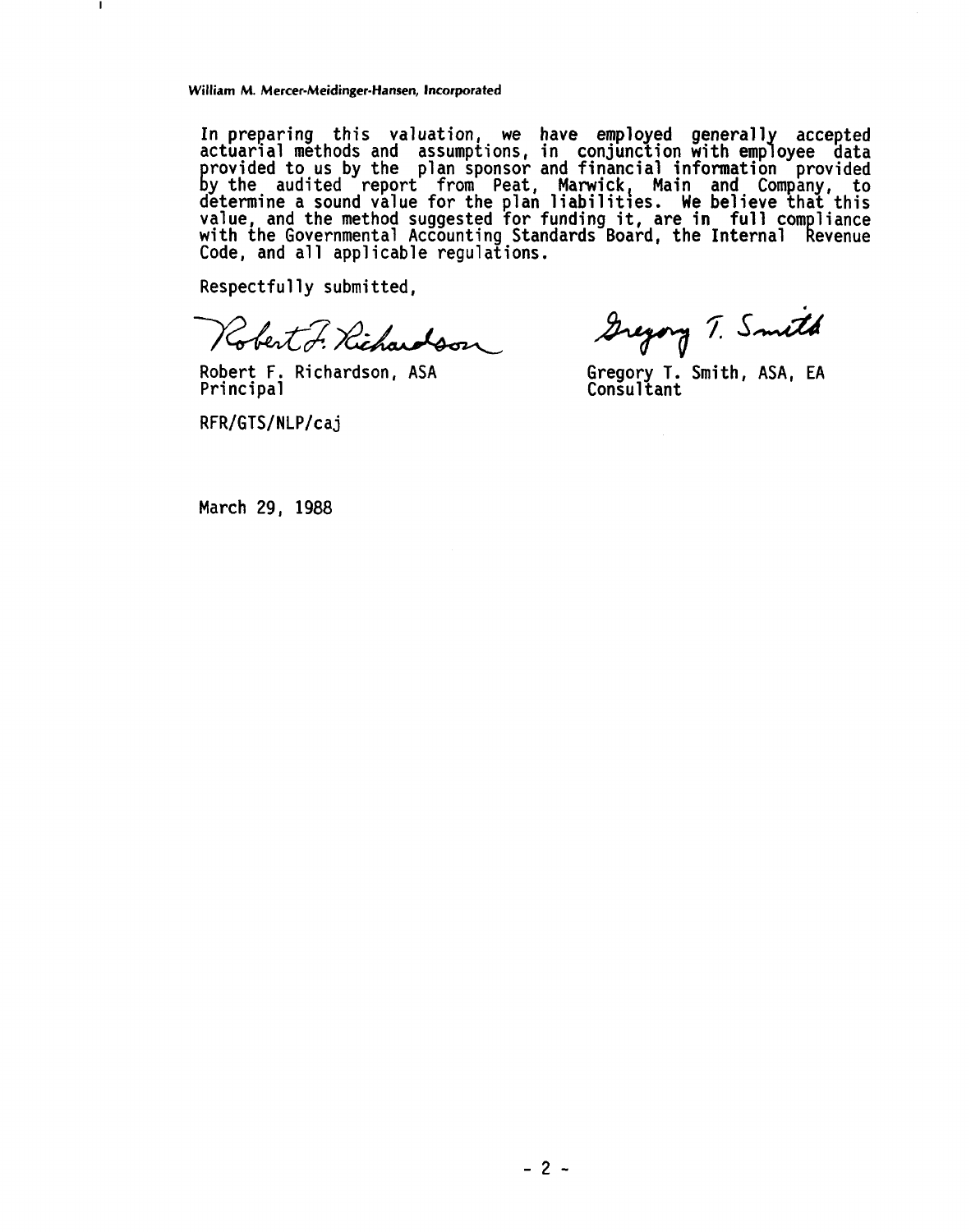In preparing this valuation, we have employed generally accepted actuarial methods and assumptions, in conjunction with employee data provided to us by the plan sponsor and financial information provided by the audited report from Peat, Marwick, Main and Company, to determine a sound value for the plan liabilities. We believe that this value, and the method suggested for funding it, are in full compliance with the Governmental Accounting Standards Board, the Internal Revenue Code, and all applicable regulations.

Respectfully submitted,

Robert F. Richardson, ASA
Principal

Gregory T. Smith, ASA, EA
Consultant

RFR/GTS/NLP/caj

March 29, 1988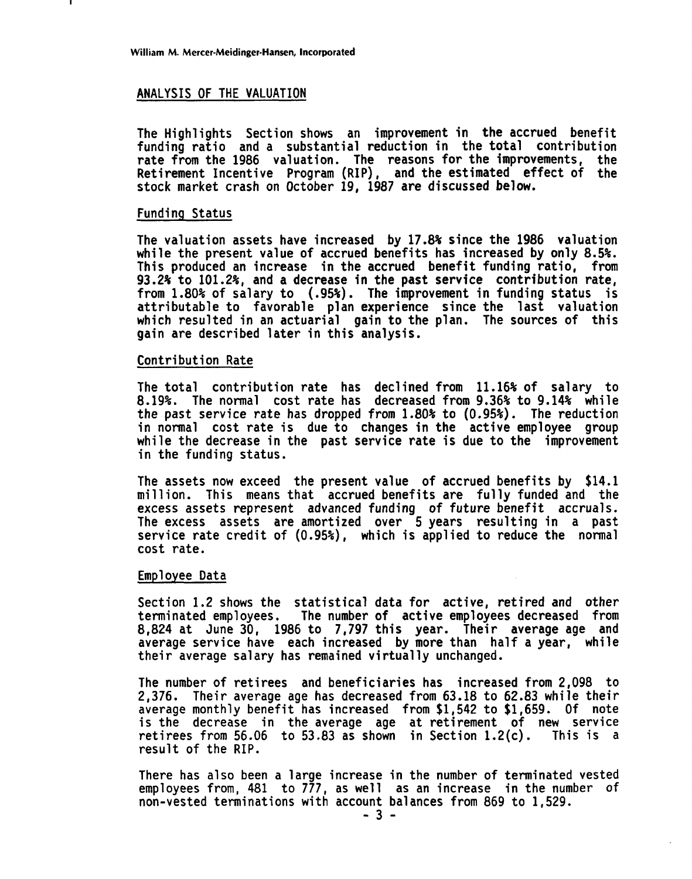## ANALYSIS OF THE VALUATION

The Highlights Section shows an improvement in the accrued benefit funding ratio and a substantial reduction in the total contribution rate from the 1986 valuation. The reasons for the improvements, the Retirement Incentive Program (RIP), and the estimated effect of the stock market crash on October 19, 1987 are discussed below.

### Funding Status

The valuation assets have increased by 17.8% since the 1986 valuation while the present value of accrued benefits has increased by only 8.5%. This produced an increase in the accrued benefit funding ratio, from 93.2% to 101.2%, and a decrease in the past service contribution rate, from 1.80% of salary to (.95%). The improvement in funding status is attributable to favorable plan experience since the last valuation which resulted in an actuarial gain to the plan. The sources of this gain are described later in this analysis.

### Contribution Rate

The total contribution rate has declined from 11.16% of salary to 8.19%. The normal cost rate has decreased from 9.36% to 9.14% while the past service rate has dropped from 1.80% to (0.95%). The reduction in normal cost rate is due to changes in the active employee group while the decrease in the past service rate is due to the improvement in the funding status.

The assets now exceed the present value of accrued benefits by $14.1 million. This means that accrued benefits are fully funded and the excess assets represent advanced funding of future benefit accruals. The excess assets are amortized over 5 years resulting in a past service rate credit of (0.95%), which is applied to reduce the normal cost rate.

### Employee Data

Section 1.2 shows the statistical data for active, retired and other terminated employees. The number of active employees decreased from 8,824 at June 30, 1986 to 7,797 this year. Their average age and average service have each increased by more than half a year, while their average salary has remained virtually unchanged.

The number of retirees and beneficiaries has increased from 2,098 to 2,376. Their average age has decreased from 63.18 to 62.83 while their average monthly benefit has increased from $1,542 to $1,659. Of note is the decrease in the average age at retirement of new service retirees from 56.06 to 53.83 as shown in Section 1.2(c). This is a result of the RIP.

There has also been a large increase in the number of terminated vested employees from, 481 to 777, as well as an increase in the number of non-vested terminations with account balances from 869 to 1,529.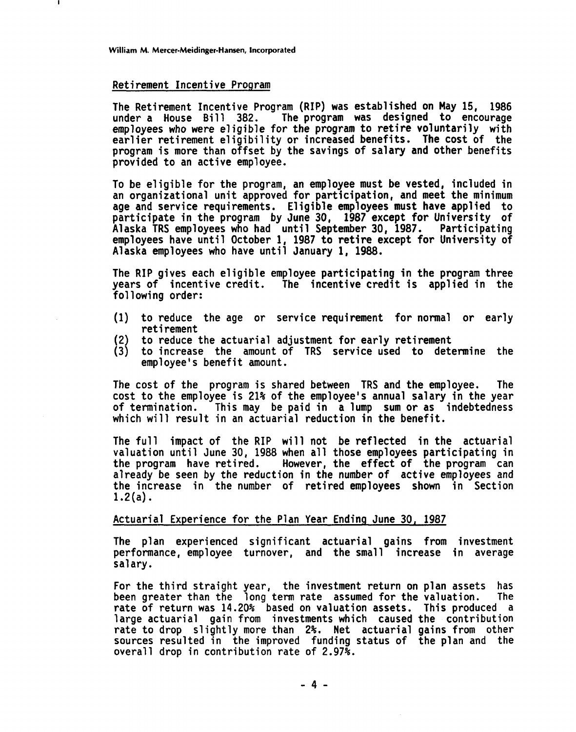## Retirement Incentive Program

The Retirement Incentive Program (RIP) was established on May 15, 1986 under a House Bill 382. The program was designed to encourage employees who were eligible for the program to retire voluntarily with earlier retirement eligibility or increased benefits. The cost of the program is more than offset by the savings of salary and other benefits provided to an active employee.

To be eligible for the program, an employee must be vested, included in an organizational unit approved for participation, and meet the minimum age and service requirements. Eligible employees must have applied to participate in the program by June 30, 1987 except for University of Alaska TRS employees who had until September 30, 1987. Participating employees have until October 1, 1987 to retire except for University of Alaska employees who have until January 1, 1988.

The RIP gives each eligible employee participating in the program three years of incentive credit. The incentive credit is applied in the following order:

(1) to reduce the age or service requirement for normal or early retirement
(2) to reduce the actuarial adjustment for early retirement
(3) to increase the amount of TRS service used to determine the employee's benefit amount.

The cost of the program is shared between TRS and the employee. The cost to the employee is 21% of the employee's annual salary in the year of termination. This may be paid in a lump sum or as indebtedness which will result in an actuarial reduction in the benefit.

The full impact of the RIP will not be reflected in the actuarial valuation until June 30, 1988 when all those employees participating in the program have retired. However, the effect of the program can already be seen by the reduction in the number of active employees and the increase in the number of retired employees shown in Section 1.2(a).

## Actuarial Experience for the Plan Year Ending June 30, 1987

The plan experienced significant actuarial gains from investment performance, employee turnover, and the small increase in average salary.

For the third straight year, the investment return on plan assets has been greater than the long term rate assumed for the valuation. The rate of return was 14.20% based on valuation assets. This produced a large actuarial gain from investments which caused the contribution rate to drop slightly more than 2%. Net actuarial gains from other sources resulted in the improved funding status of the plan and the overall drop in contribution rate of 2.97%.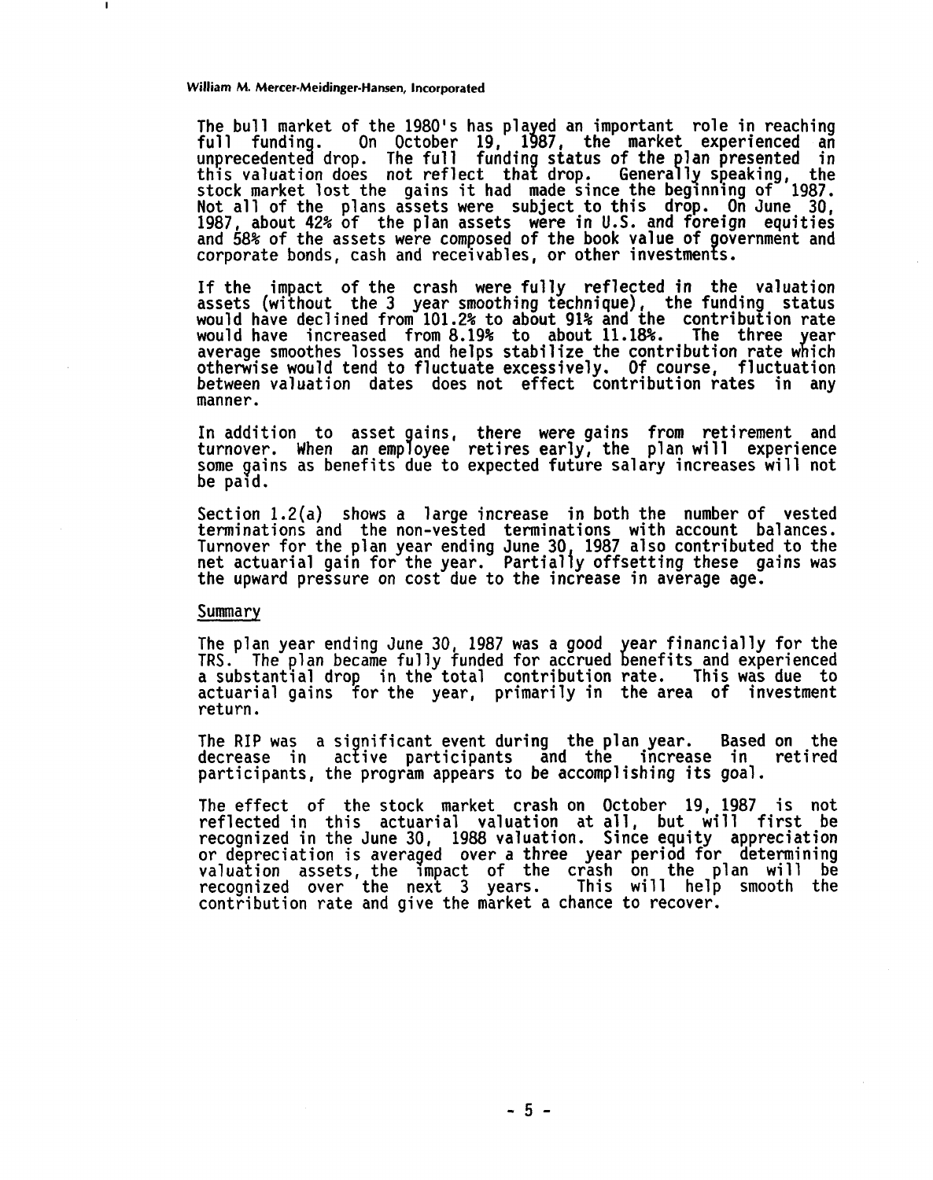The bull market of the 1980's has played an important role in reaching full funding. On October 19, 1987, the market experienced an unprecedented drop. The full funding status of the plan presented in this valuation does not reflect that drop. Generally speaking, the stock market lost the gains it had made since the beginning of 1987. Not all of the plans assets were subject to this drop. On June 30, 1987, about 42% of the plan assets were in U.S. and foreign equities and 58% of the assets were composed of the book value of government and corporate bonds, cash and receivables, or other investments.

If the impact of the crash were fully reflected in the valuation assets (without the 3 year smoothing technique), the funding status would have declined from 101.2% to about 91% and the contribution rate would have increased from 8.19% to about 11.18%. The three year average smoothes losses and helps stabilize the contribution rate which otherwise would tend to fluctuate excessively. Of course, fluctuation between valuation dates does not effect contribution rates in any manner.

In addition to asset gains, there were gains from retirement and turnover. When an employee retires early, the plan will experience some gains as benefits due to expected future salary increases will not be paid.

Section 1.2(a) shows a large increase in both the number of vested terminations and the non-vested terminations with account balances. Turnover for the plan year ending June 30, 1987 also contributed to the net actuarial gain for the year. Partially offsetting these gains was the upward pressure on cost due to the increase in average age.

## Summary

The plan year ending June 30, 1987 was a good year financially for the TRS. The plan became fully funded for accrued benefits and experienced a substantial drop in the total contribution rate. This was due to actuarial gains for the year, primarily in the area of investment return.

The RIP was a significant event during the plan year. Based on the decrease in active participants and the increase in retired participants, the program appears to be accomplishing its goal.

The effect of the stock market crash on October 19, 1987 is not reflected in this actuarial valuation at all, but will first be recognized in the June 30, 1988 valuation. Since equity appreciation or depreciation is averaged over a three year period for determining valuation assets, the impact of the crash on the plan will be recognized over the next 3 years. This will help smooth the contribution rate and give the market a chance to recover.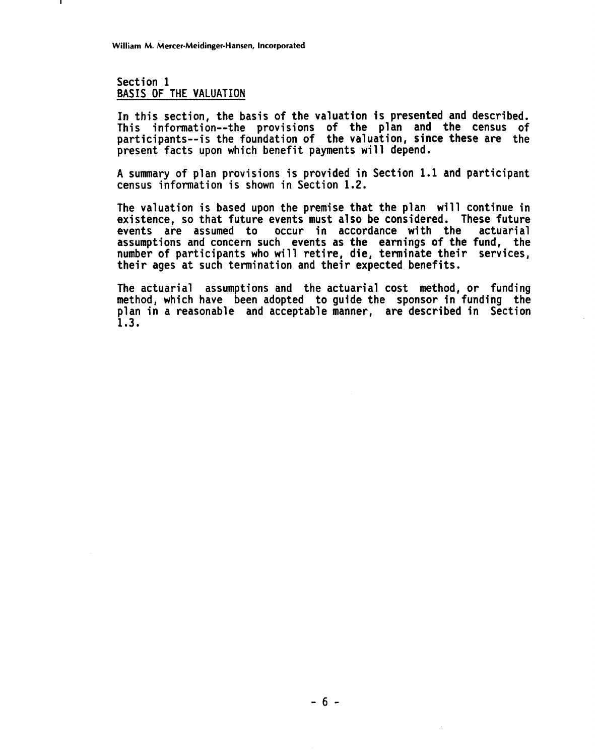## Section 1
## BASIS OF THE VALUATION

In this section, the basis of the valuation is presented and described. This information--the provisions of the plan and the census of participants--is the foundation of the valuation, since these are the present facts upon which benefit payments will depend.

A summary of plan provisions is provided in Section 1.1 and participant census information is shown in Section 1.2.

The valuation is based upon the premise that the plan will continue in existence, so that future events must also be considered. These future events are assumed to occur in accordance with the actuarial assumptions and concern such events as the earnings of the fund, the number of participants who will retire, die, terminate their services, their ages at such termination and their expected benefits.

The actuarial assumptions and the actuarial cost method, or funding method, which have been adopted to guide the sponsor in funding the plan in a reasonable and acceptable manner, are described in Section 1.3.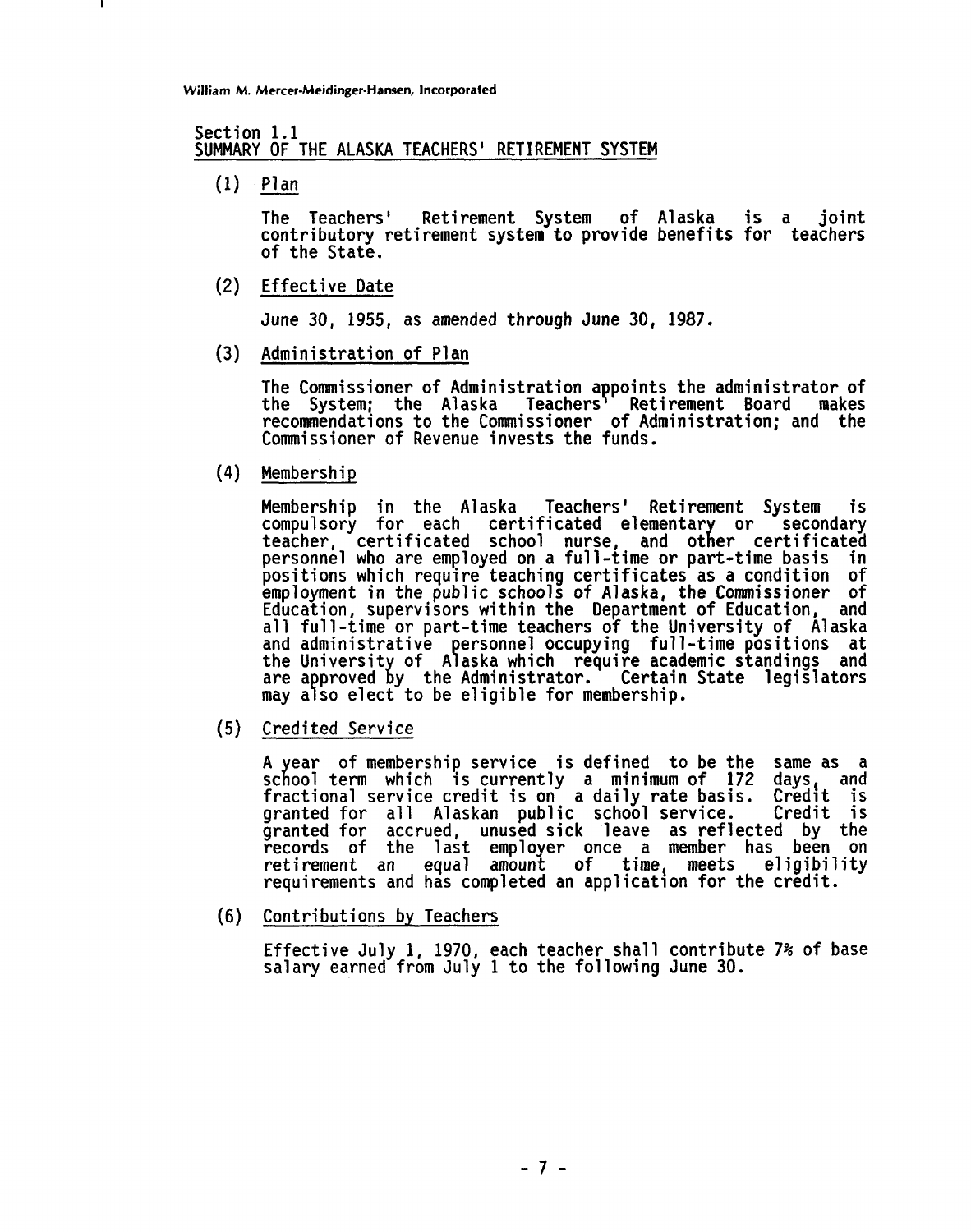Section 1.1

## SUMMARY OF THE ALASKA TEACHERS' RETIREMENT SYSTEM

(1) Plan

The Teachers' Retirement System of Alaska is a joint contributory retirement system to provide benefits for teachers of the State.

(2) Effective Date

June 30, 1955, as amended through June 30, 1987.

(3) Administration of Plan

The Commissioner of Administration appoints the administrator of the System; the Alaska Teachers' Retirement Board makes recommendations to the Commissioner of Administration; and the Commissioner of Revenue invests the funds.

(4) Membership

Membership in the Alaska Teachers' Retirement System is compulsory for each certificated elementary or secondary teacher, certificated school nurse, and other certificated personnel who are employed on a full-time or part-time basis in positions which require teaching certificates as a condition of employment in the public schools of Alaska, the Commissioner of Education, supervisors within the Department of Education, and all full-time or part-time teachers of the University of Alaska and administrative personnel occupying full-time positions at the University of Alaska which require academic standings and are approved by the Administrator. Certain State legislators may also elect to be eligible for membership.

(5) Credited Service

A year of membership service is defined to be the same as a school term which is currently a minimum of 172 days, and fractional service credit is on a daily rate basis. Credit is granted for all Alaskan public school service. Credit is granted for accrued, unused sick leave as reflected by the records of the last employer once a member has been on retirement an equal amount of time, meets eligibility requirements and has completed an application for the credit.

(6) Contributions by Teachers

Effective July 1, 1970, each teacher shall contribute 7% of base salary earned from July 1 to the following June 30.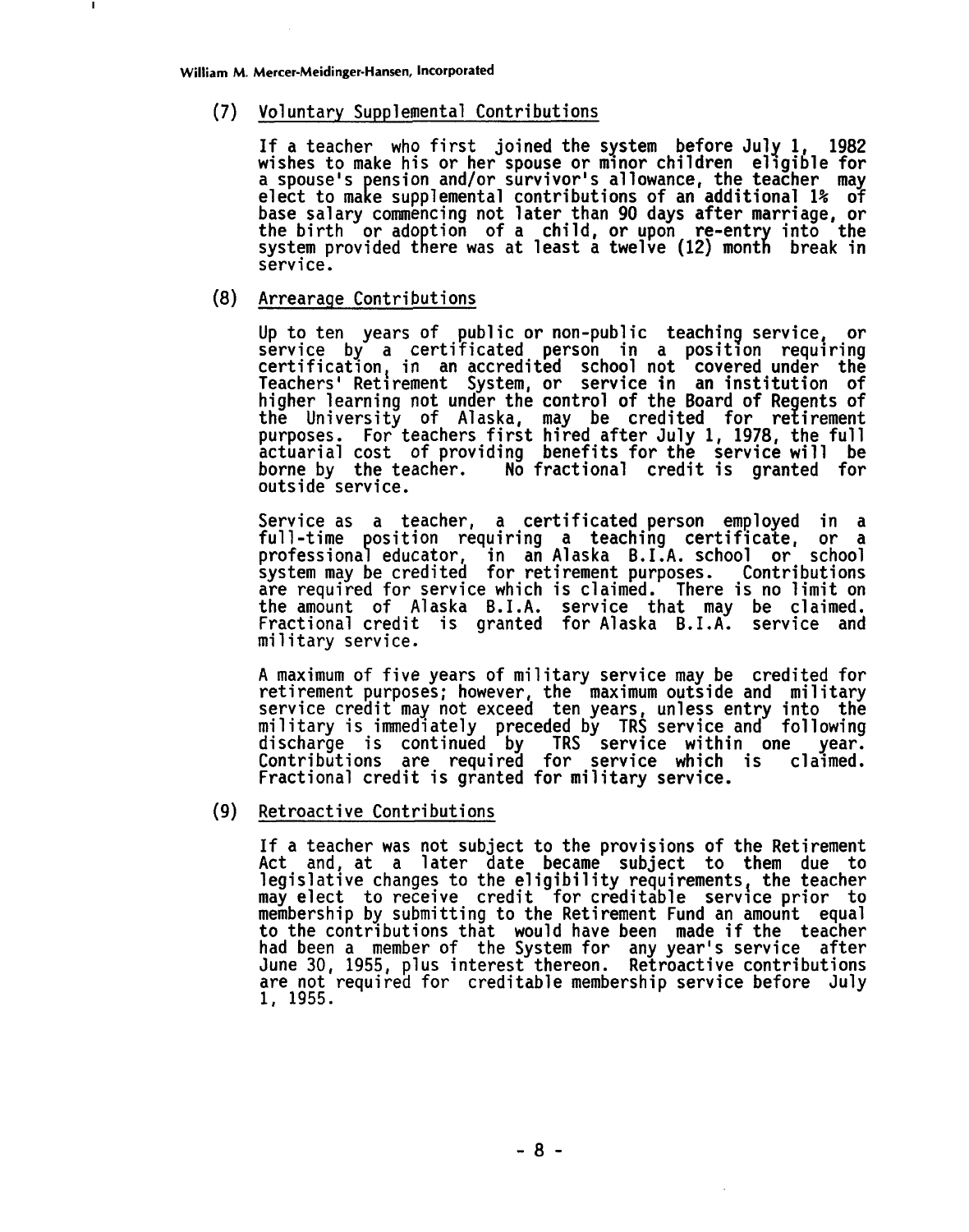(7) Voluntary Supplemental Contributions

If a teacher who first joined the system before July 1, 1982 wishes to make his or her spouse or minor children eligible for a spouse's pension and/or survivor's allowance, the teacher may elect to make supplemental contributions of an additional 1% of base salary commencing not later than 90 days after marriage, or the birth or adoption of a child, or upon re-entry into the system provided there was at least a twelve (12) month break in service.

(8) Arrearage Contributions

Up to ten years of public or non-public teaching service, or service by a certificated person in a position requiring certification, in an accredited school not covered under the Teachers' Retirement System, or service in an institution of higher learning not under the control of the Board of Regents of the University of Alaska, may be credited for retirement purposes. For teachers first hired after July 1, 1978, the full actuarial cost of providing benefits for the service will be borne by the teacher. No fractional credit is granted for outside service.

Service as a teacher, a certificated person employed in a full-time position requiring a teaching certificate, or a professional educator, in an Alaska B.I.A. school or school system may be credited for retirement purposes. Contributions are required for service which is claimed. There is no limit on the amount of Alaska B.I.A. service that may be claimed. Fractional credit is granted for Alaska B.I.A. service and military service.

A maximum of five years of military service may be credited for retirement purposes; however, the maximum outside and military service credit may not exceed ten years, unless entry into the military is immediately preceded by TRS service and following discharge is continued by TRS service within one year. Contributions are required for service which is claimed. Fractional credit is granted for military service.

(9) Retroactive Contributions

If a teacher was not subject to the provisions of the Retirement Act and, at a later date became subject to them due to legislative changes to the eligibility requirements, the teacher may elect to receive credit for creditable service prior to membership by submitting to the Retirement Fund an amount equal to the contributions that would have been made if the teacher had been a member of the System for any year's service after June 30, 1955, plus interest thereon. Retroactive contributions are not required for creditable membership service before July 1, 1955.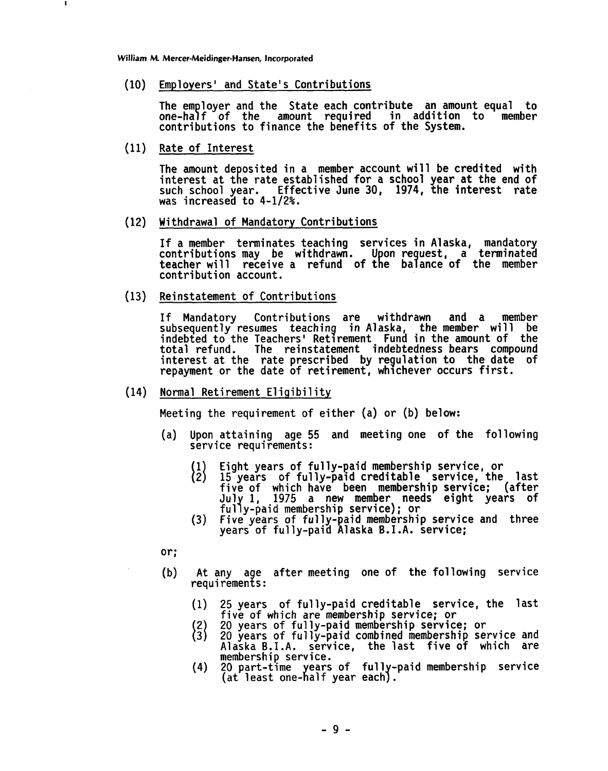(10) Employers' and State's Contributions

The employer and the State each contribute an amount equal to one-half of the amount required in addition to member contributions to finance the benefits of the System.

(11) Rate of Interest

The amount deposited in a member account will be credited with interest at the rate established for a school year at the end of such school year. Effective June 30, 1974, the interest rate was increased to 4-1/2%.

(12) Withdrawal of Mandatory Contributions

If a member terminates teaching services in Alaska, mandatory contributions may be withdrawn. Upon request, a terminated teacher will receive a refund of the balance of the member contribution account.

(13) Reinstatement of Contributions

If Mandatory Contributions are withdrawn and a member subsequently resumes teaching in Alaska, the member will be indebted to the Teachers' Retirement Fund in the amount of the total refund. The reinstatement indebtedness bears compound interest at the rate prescribed by regulation to the date of repayment or the date of retirement, whichever occurs first.

(14) Normal Retirement Eligibility

Meeting the requirement of either (a) or (b) below:

(a) Upon attaining age 55 and meeting one of the following service requirements:

(1) Eight years of fully-paid membership service, or
(2) 15 years of fully-paid creditable service, the last five of which have been membership service; (after July 1, 1975 a new member needs eight years of fully-paid membership service); or
(3) Five years of fully-paid membership service and three years of fully-paid Alaska B.I.A. service;

or;

(b) At any age after meeting one of the following service requirements:

(1) 25 years of fully-paid creditable service, the last five of which are membership service; or
(2) 20 years of fully-paid membership service; or
(3) 20 years of fully-paid combined membership service and Alaska B.I.A. service, the last five of which are membership service.
(4) 20 part-time years of fully-paid membership service (at least one-half year each).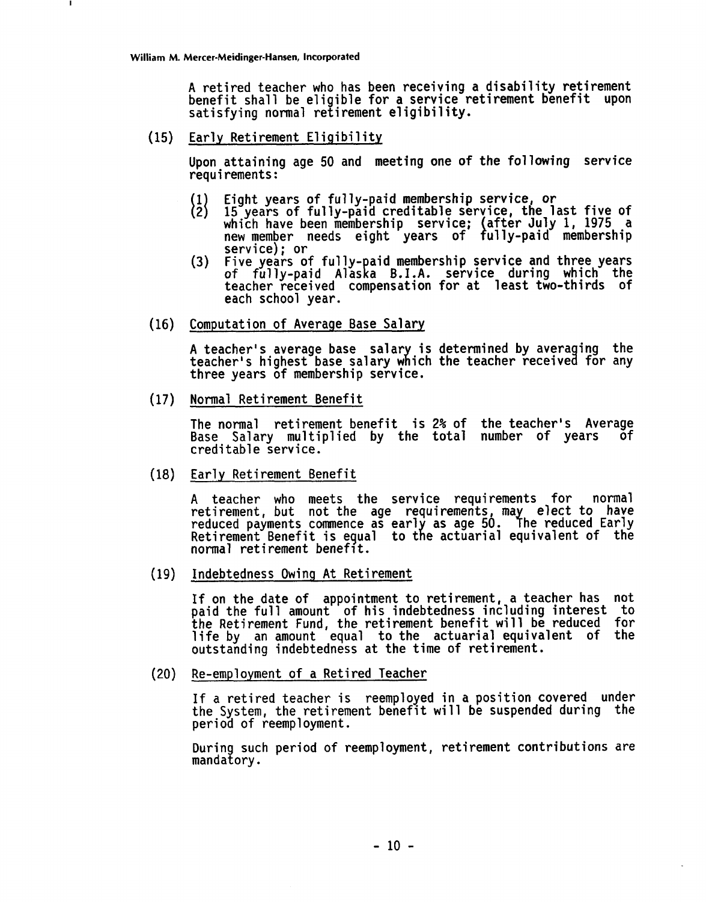A retired teacher who has been receiving a disability retirement benefit shall be eligible for a service retirement benefit upon satisfying normal retirement eligibility.

(15) Early Retirement Eligibility

Upon attaining age 50 and meeting one of the following service requirements:

(1) Eight years of fully-paid membership service, or
(2) 15 years of fully-paid creditable service, the last five of which have been membership service; (after July 1, 1975 a new member needs eight years of fully-paid membership service); or
(3) Five years of fully-paid membership service and three years of fully-paid Alaska B.I.A. service during which the teacher received compensation for at least two-thirds of each school year.

(16) Computation of Average Base Salary

A teacher's average base salary is determined by averaging the teacher's highest base salary which the teacher received for any three years of membership service.

(17) Normal Retirement Benefit

The normal retirement benefit is 2% of the teacher's Average Base Salary multiplied by the total number of years of creditable service.

(18) Early Retirement Benefit

A teacher who meets the service requirements for normal retirement, but not the age requirements, may elect to have reduced payments commence as early as age 50. The reduced Early Retirement Benefit is equal to the actuarial equivalent of the normal retirement benefit.

(19) Indebtedness Owing At Retirement

If on the date of appointment to retirement, a teacher has not paid the full amount of his indebtedness including interest to the Retirement Fund, the retirement benefit will be reduced for life by an amount equal to the actuarial equivalent of the outstanding indebtedness at the time of retirement.

(20) Re-employment of a Retired Teacher

If a retired teacher is reemployed in a position covered under the System, the retirement benefit will be suspended during the period of reemployment.

During such period of reemployment, retirement contributions are mandatory.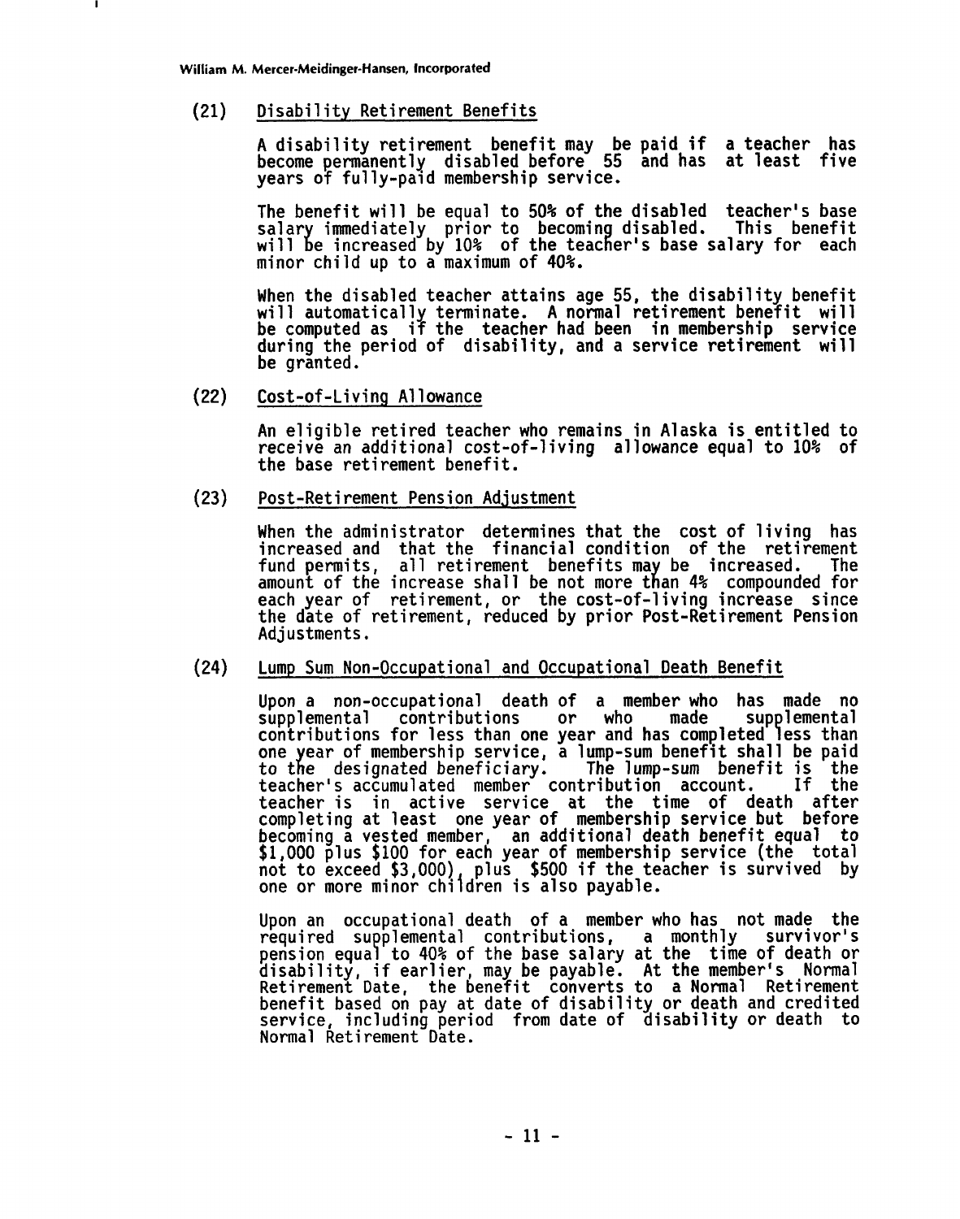### (21) Disability Retirement Benefits

A disability retirement benefit may be paid if a teacher has become permanently disabled before 55 and has at least five years of fully-paid membership service.

The benefit will be equal to 50% of the disabled teacher's base salary immediately prior to becoming disabled. This benefit will be increased by 10% of the teacher's base salary for each minor child up to a maximum of 40%.

When the disabled teacher attains age 55, the disability benefit will automatically terminate. A normal retirement benefit will be computed as if the teacher had been in membership service during the period of disability, and a service retirement will be granted.

### (22) Cost-of-Living Allowance

An eligible retired teacher who remains in Alaska is entitled to receive an additional cost-of-living allowance equal to 10% of the base retirement benefit.

### (23) Post-Retirement Pension Adjustment

When the administrator determines that the cost of living has increased and that the financial condition of the retirement fund permits, all retirement benefits may be increased. The amount of the increase shall be not more than 4% compounded for each year of retirement, or the cost-of-living increase since the date of retirement, reduced by prior Post-Retirement Pension Adjustments.

### (24) Lump Sum Non-Occupational and Occupational Death Benefit

Upon a non-occupational death of a member who has made no supplemental contributions or who made supplemental contributions for less than one year and has completed less than one year of membership service, a lump-sum benefit shall be paid to the designated beneficiary. The lump-sum benefit is the teacher's accumulated member contribution account. If the teacher is in active service at the time of death after completing at least one year of membership service but before becoming a vested member, an additional death benefit equal to $1,000 plus $100 for each year of membership service (the total not to exceed $3,000), plus $500 if the teacher is survived by one or more minor children is also payable.

Upon an occupational death of a member who has not made the required supplemental contributions, a monthly survivor's pension equal to 40% of the base salary at the time of death or disability, if earlier, may be payable. At the member's Normal Retirement Date, the benefit converts to a Normal Retirement benefit based on pay at date of disability or death and credited service, including period from date of disability or death to Normal Retirement Date.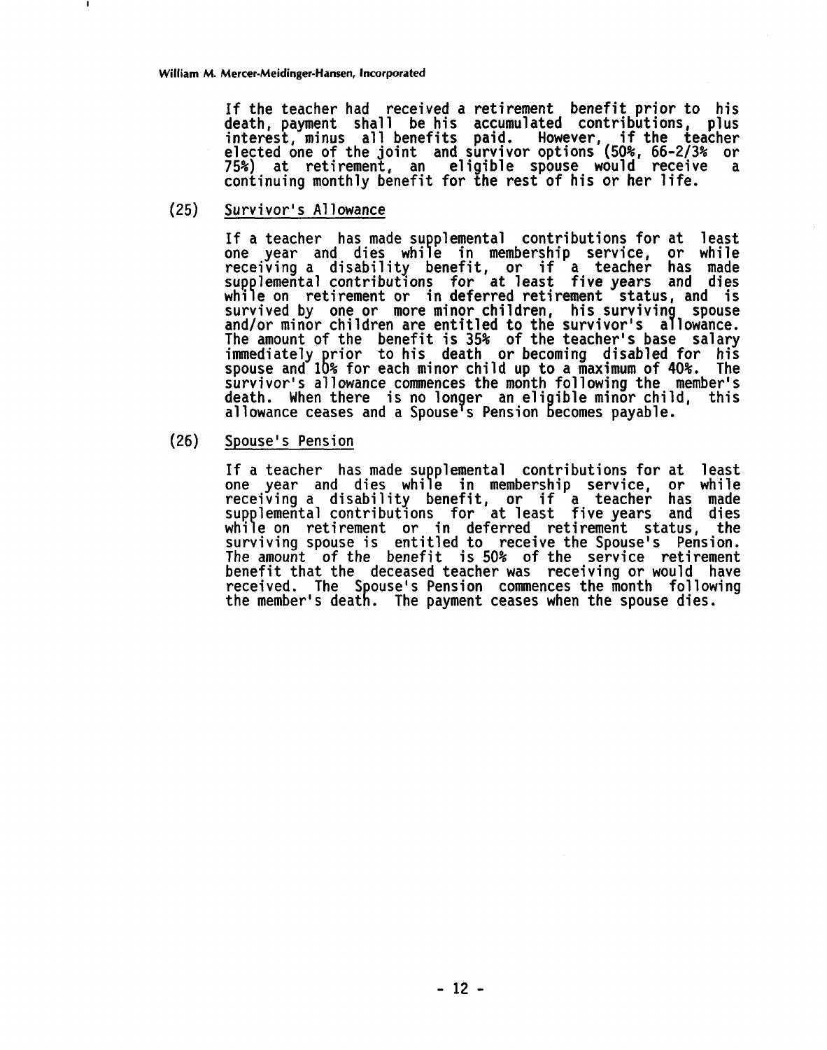If the teacher had received a retirement benefit prior to his death, payment shall be his accumulated contributions, plus interest, minus all benefits paid. However, if the teacher elected one of the joint and survivor options (50%, 66-2/3% or 75%) at retirement, an eligible spouse would receive a continuing monthly benefit for the rest of his or her life.

(25) Survivor's Allowance

If a teacher has made supplemental contributions for at least one year and dies while in membership service, or while receiving a disability benefit, or if a teacher has made supplemental contributions for at least five years and dies while on retirement or in deferred retirement status, and is survived by one or more minor children, his surviving spouse and/or minor children are entitled to the survivor's allowance. The amount of the benefit is 35% of the teacher's base salary immediately prior to his death or becoming disabled for his spouse and 10% for each minor child up to a maximum of 40%. The survivor's allowance commences the month following the member's death. When there is no longer an eligible minor child, this allowance ceases and a Spouse's Pension becomes payable.

(26) Spouse's Pension

If a teacher has made supplemental contributions for at least one year and dies while in membership service, or while receiving a disability benefit, or if a teacher has made supplemental contributions for at least five years and dies while on retirement or in deferred retirement status, the surviving spouse is entitled to receive the Spouse's Pension. The amount of the benefit is 50% of the service retirement benefit that the deceased teacher was receiving or would have received. The Spouse's Pension commences the month following the member's death. The payment ceases when the spouse dies.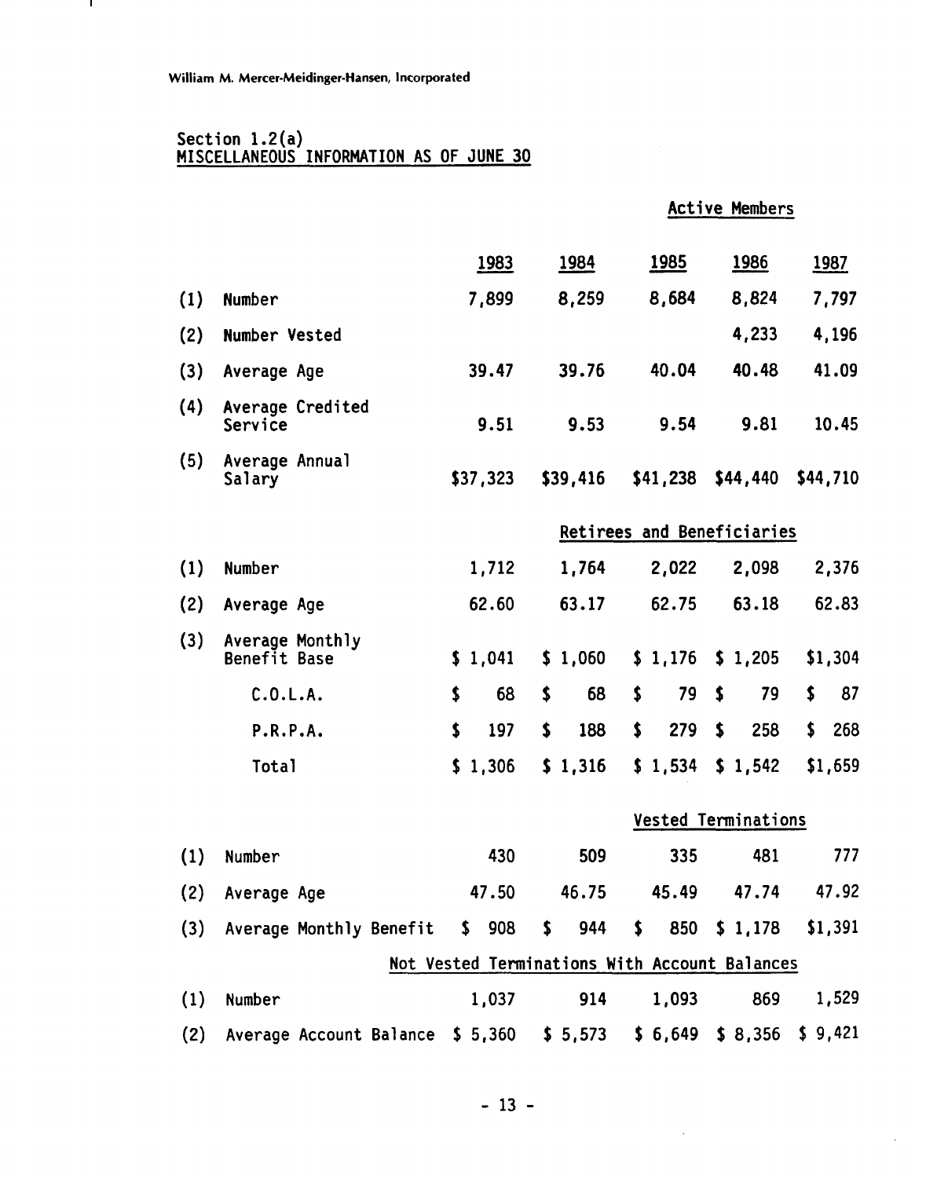William M. Mercer-Meidinger-Hansen, Incorporated

Section 1.2(a)
MISCELLANEOUS INFORMATION AS OF JUNE 30

| | | 1983 | 1984 | 1985 | 1986 | 1987 |
|---|---|---|---|---|---|---|
| | **Active Members** | | | | | |
| (1) | Number | 7,899 | 8,259 | 8,684 | 8,824 | 7,797 |
| (2) | Number Vested | | | | 4,233 | 4,196 |
| (3) | Average Age | 39.47 | 39.76 | 40.04 | 40.48 | 41.09 |
| (4) | Average Credited Service | 9.51 | 9.53 | 9.54 | 9.81 | 10.45 |
| (5) | Average Annual Salary | $37,323 | $39,416 | $41,238 | $44,440 | $44,710 |
| | **Retirees and Beneficiaries** | | | | | |
| (1) | Number | 1,712 | 1,764 | 2,022 | 2,098 | 2,376 |
| (2) | Average Age | 62.60 | 63.17 | 62.75 | 63.18 | 62.83 |
| (3) | Average Monthly Benefit Base | $ 1,041 | $ 1,060 | $ 1,176 | $ 1,205 | $1,304 |
| | C.O.L.A. | $ 68 | $ 68 | $ 79 | $ 79 | $ 87 |
| | P.R.P.A. | $ 197 | $ 188 | $ 279 | $ 258 | $ 268 |
| | Total | $ 1,306 | $ 1,316 | $ 1,534 | $ 1,542 | $1,659 |
| | **Vested Terminations** | | | | | |
| (1) | Number | 430 | 509 | 335 | 481 | 777 |
| (2) | Average Age | 47.50 | 46.75 | 45.49 | 47.74 | 47.92 |
| (3) | Average Monthly Benefit | $ 908 | $ 944 | $ 850 | $ 1,178 | $1,391 |
| | **Not Vested Terminations With Account Balances** | | | | | |
| (1) | Number | 1,037 | 914 | 1,093 | 869 | 1,529 |
| (2) | Average Account Balance | $ 5,360 | $ 5,573 | $ 6,649 | $ 8,356 | $ 9,421 |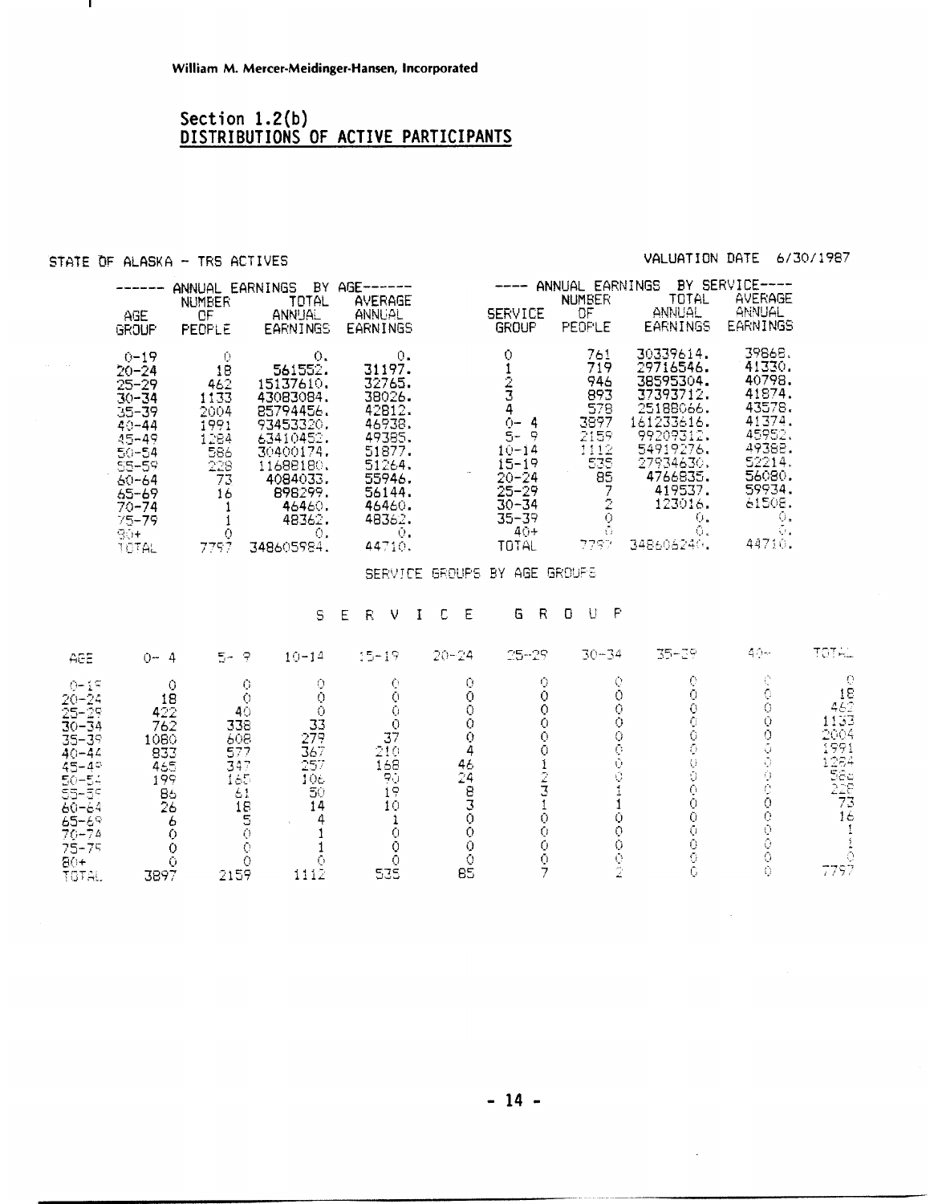William M. Mercer-Meidinger-Hansen, Incorporated

## Section 1.2(b)
## DISTRIBUTIONS OF ACTIVE PARTICIPANTS

STATE OF ALASKA – TRS ACTIVES

VALUATION DATE 6/30/1987

------ ANNUAL EARNINGS BY AGE------

| AGE GROUP | NUMBER OF PEOPLE | TOTAL ANNUAL EARNINGS | AVERAGE ANNUAL EARNINGS |
|---|---|---|---|
| 0-19 | 0 | 0. | 0. |
| 20-24 | 18 | 561552. | 31197. |
| 25-29 | 462 | 15137610. | 32765. |
| 30-34 | 1133 | 43083084. | 38026. |
| 35-39 | 2004 | 85794456. | 42812. |
| 40-44 | 1991 | 93453320. | 46938. |
| 45-49 | 1284 | 63410452. | 49385. |
| 50-54 | 586 | 30400174. | 51877. |
| 55-59 | 228 | 11688180. | 51264. |
| 60-64 | 73 | 4084033. | 55946. |
| 65-69 | 16 | 898299. | 56144. |
| 70-74 | 1 | 46460. | 46460. |
| 75-79 | 1 | 48362. | 48362. |
| 80+ | 0 | 0. | 0. |
| TOTAL | 7797 | 348605984. | 44710. |

---- ANNUAL EARNINGS BY SERVICE----

| SERVICE GROUP | NUMBER OF PEOPLE | TOTAL ANNUAL EARNINGS | AVERAGE ANNUAL EARNINGS |
|---|---|---|---|
| 0 | 761 | 30339614. | 39868. |
| 1 | 719 | 29716546. | 41330. |
| 2 | 946 | 38595304. | 40798. |
| 3 | 893 | 37393712. | 41874. |
| 4 | 578 | 25188066. | 43578. |
| 0- 4 | 3897 | 161233616. | 41374. |
| 5- 9 | 2159 | 99209312. | 45952. |
| 10-14 | 1112 | 54919276. | 49388. |
| 15-19 | 535 | 27934630. | 52214. |
| 20-24 | 85 | 4766835. | 56080. |
| 25-29 | 7 | 419537. | 59934. |
| 30-34 | 2 | 123016. | 61508. |
| 35-39 | 0 | 0. | 0. |
| 40+ | 0 | 0. | 0. |
| TOTAL | 7797 | 348606240. | 44710. |

SERVICE GROUPS BY AGE GROUPS

S E R V I C E   G R O U P

| AGE | 0- 4 | 5- 9 | 10-14 | 15-19 | 20-24 | 25-29 | 30-34 | 35-39 | 40+ | TOTAL |
|---|---|---|---|---|---|---|---|---|---|---|
| 0-19 | 0 | 0 | 0 | 0 | 0 | 0 | 0 | 0 | 0 | 0 |
| 20-24 | 18 | 0 | 0 | 0 | 0 | 0 | 0 | 0 | 0 | 18 |
| 25-29 | 422 | 40 | 0 | 0 | 0 | 0 | 0 | 0 | 0 | 462 |
| 30-34 | 762 | 338 | 33 | 0 | 0 | 0 | 0 | 0 | 0 | 1133 |
| 35-39 | 1080 | 608 | 279 | 37 | 0 | 0 | 0 | 0 | 0 | 2004 |
| 40-44 | 833 | 577 | 367 | 210 | 4 | 0 | 0 | 0 | 0 | 1991 |
| 45-49 | 465 | 347 | 257 | 168 | 46 | 1 | 0 | 0 | 0 | 1284 |
| 50-54 | 199 | 165 | 106 | 90 | 24 | 2 | 0 | 0 | 0 | 586 |
| 55-59 | 86 | 61 | 50 | 19 | 8 | 3 | 1 | 0 | 0 | 228 |
| 60-64 | 26 | 18 | 14 | 10 | 3 | 1 | 1 | 0 | 0 | 73 |
| 65-69 | 6 | 5 | 4 | 1 | 0 | 0 | 0 | 0 | 0 | 16 |
| 70-74 | 0 | 0 | 1 | 0 | 0 | 0 | 0 | 0 | 0 | 1 |
| 75-79 | 0 | 0 | 1 | 0 | 0 | 0 | 0 | 0 | 0 | 1 |
| 80+ | 0 | 0 | 0 | 0 | 0 | 0 | 0 | 0 | 0 | 0 |
| TOTAL | 3897 | 2159 | 1112 | 535 | 85 | 7 | 2 | 0 | 0 | 7797 |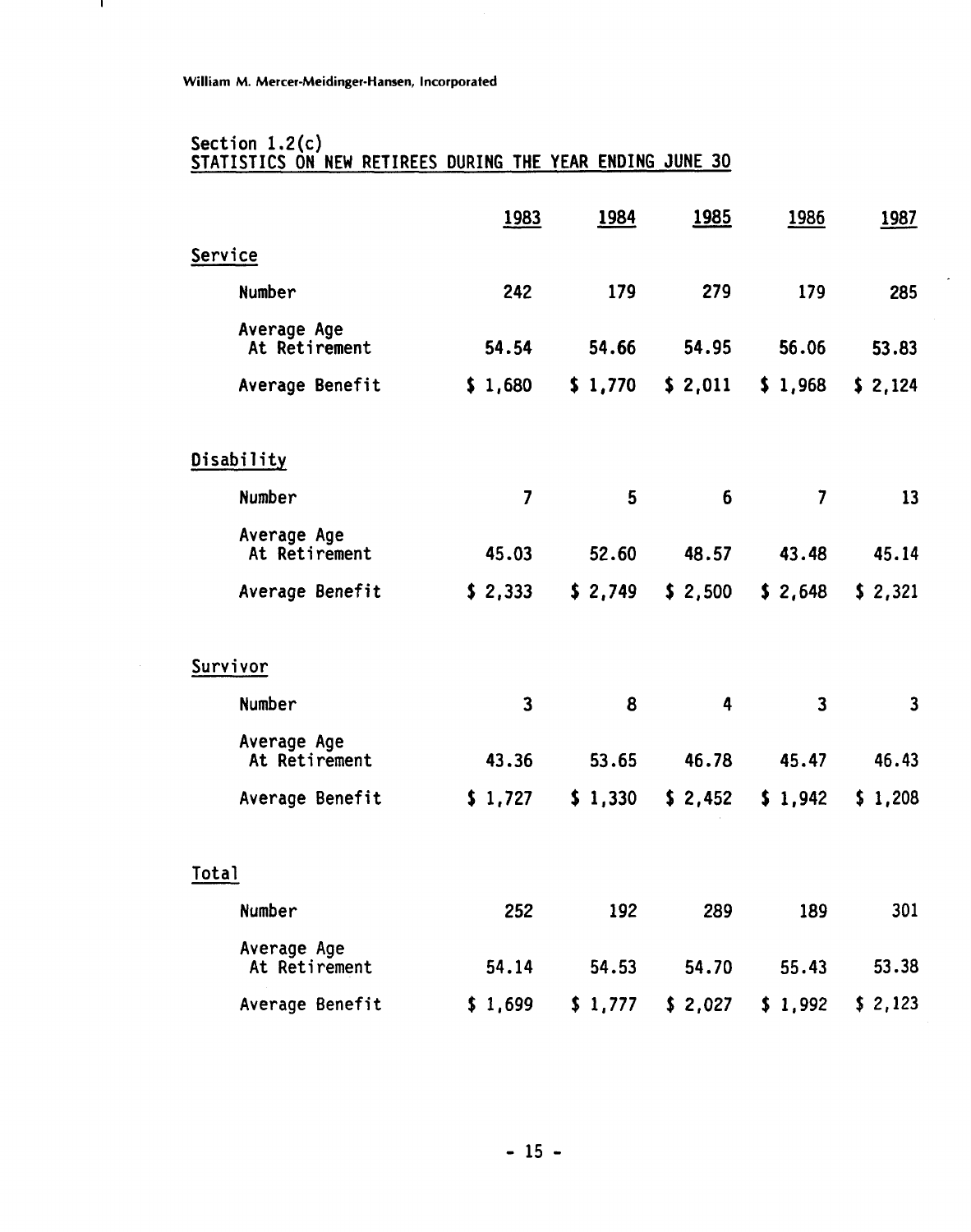William M. Mercer-Meidinger-Hansen, Incorporated

## Section 1.2(c)
## STATISTICS ON NEW RETIREES DURING THE YEAR ENDING JUNE 30

| | 1983 | 1984 | 1985 | 1986 | 1987 |
|---|---|---|---|---|---|
| **Service** | | | | | |
| Number | 242 | 179 | 279 | 179 | 285 |
| Average Age At Retirement | 54.54 | 54.66 | 54.95 | 56.06 | 53.83 |
| Average Benefit | $ 1,680 | $ 1,770 | $ 2,011 | $ 1,968 | $ 2,124 |
| **Disability** | | | | | |
| Number | 7 | 5 | 6 | 7 | 13 |
| Average Age At Retirement | 45.03 | 52.60 | 48.57 | 43.48 | 45.14 |
| Average Benefit | $ 2,333 | $ 2,749 | $ 2,500 | $ 2,648 | $ 2,321 |
| **Survivor** | | | | | |
| Number | 3 | 8 | 4 | 3 | 3 |
| Average Age At Retirement | 43.36 | 53.65 | 46.78 | 45.47 | 46.43 |
| Average Benefit | $ 1,727 | $ 1,330 | $ 2,452 | $ 1,942 | $ 1,208 |
| **Total** | | | | | |
| Number | 252 | 192 | 289 | 189 | 301 |
| Average Age At Retirement | 54.14 | 54.53 | 54.70 | 55.43 | 53.38 |
| Average Benefit | $ 1,699 | $ 1,777 | $ 2,027 | $ 1,992 | $ 2,123 |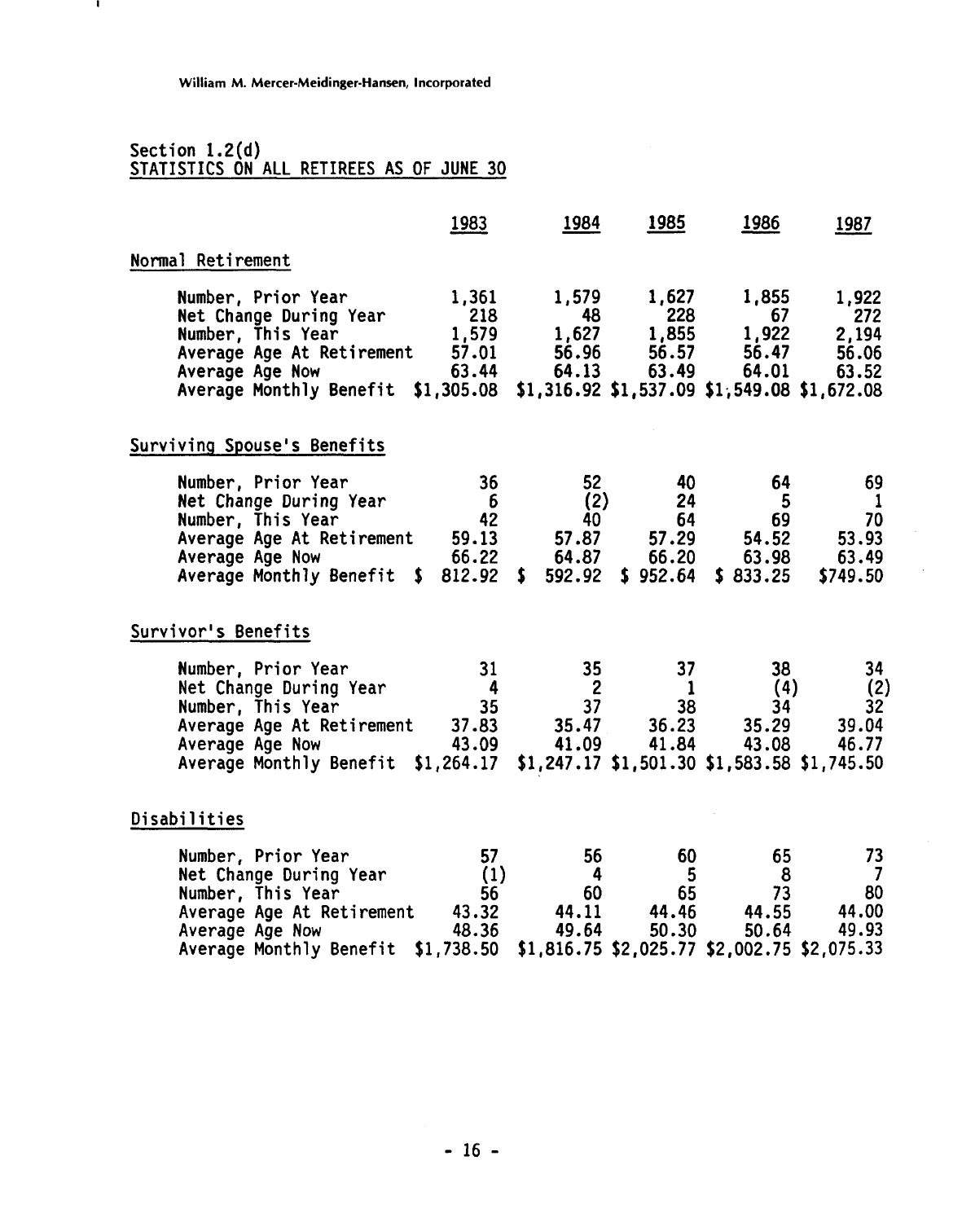Section 1.2(d)
STATISTICS ON ALL RETIREES AS OF JUNE 30

| | 1983 | 1984 | 1985 | 1986 | 1987 |
|---|---|---|---|---|---|
| **Normal Retirement** | | | | | |
| Number, Prior Year | 1,361 | 1,579 | 1,627 | 1,855 | 1,922 |
| Net Change During Year | 218 | 48 | 228 | 67 | 272 |
| Number, This Year | 1,579 | 1,627 | 1,855 | 1,922 | 2,194 |
| Average Age At Retirement | 57.01 | 56.96 | 56.57 | 56.47 | 56.06 |
| Average Age Now | 63.44 | 64.13 | 63.49 | 64.01 | 63.52 |
| Average Monthly Benefit | $1,305.08 | $1,316.92 | $1,537.09 | $1,549.08 | $1,672.08 |
| **Surviving Spouse's Benefits** | | | | | |
| Number, Prior Year | 36 | 52 | 40 | 64 | 69 |
| Net Change During Year | 6 | (2) | 24 | 5 | 1 |
| Number, This Year | 42 | 40 | 64 | 69 | 70 |
| Average Age At Retirement | 59.13 | 57.87 | 57.29 | 54.52 | 53.93 |
| Average Age Now | 66.22 | 64.87 | 66.20 | 63.98 | 63.49 |
| Average Monthly Benefit | $ 812.92 | $ 592.92 | $ 952.64 | $ 833.25 | $749.50 |
| **Survivor's Benefits** | | | | | |
| Number, Prior Year | 31 | 35 | 37 | 38 | 34 |
| Net Change During Year | 4 | 2 | 1 | (4) | (2) |
| Number, This Year | 35 | 37 | 38 | 34 | 32 |
| Average Age At Retirement | 37.83 | 35.47 | 36.23 | 35.29 | 39.04 |
| Average Age Now | 43.09 | 41.09 | 41.84 | 43.08 | 46.77 |
| Average Monthly Benefit | $1,264.17 | $1,247.17 | $1,501.30 | $1,583.58 | $1,745.50 |
| **Disabilities** | | | | | |
| Number, Prior Year | 57 | 56 | 60 | 65 | 73 |
| Net Change During Year | (1) | 4 | 5 | 8 | 7 |
| Number, This Year | 56 | 60 | 65 | 73 | 80 |
| Average Age At Retirement | 43.32 | 44.11 | 44.46 | 44.55 | 44.00 |
| Average Age Now | 48.36 | 49.64 | 50.30 | 50.64 | 49.93 |
| Average Monthly Benefit | $1,738.50 | $1,816.75 | $2,025.77 | $2,002.75 | $2,075.33 |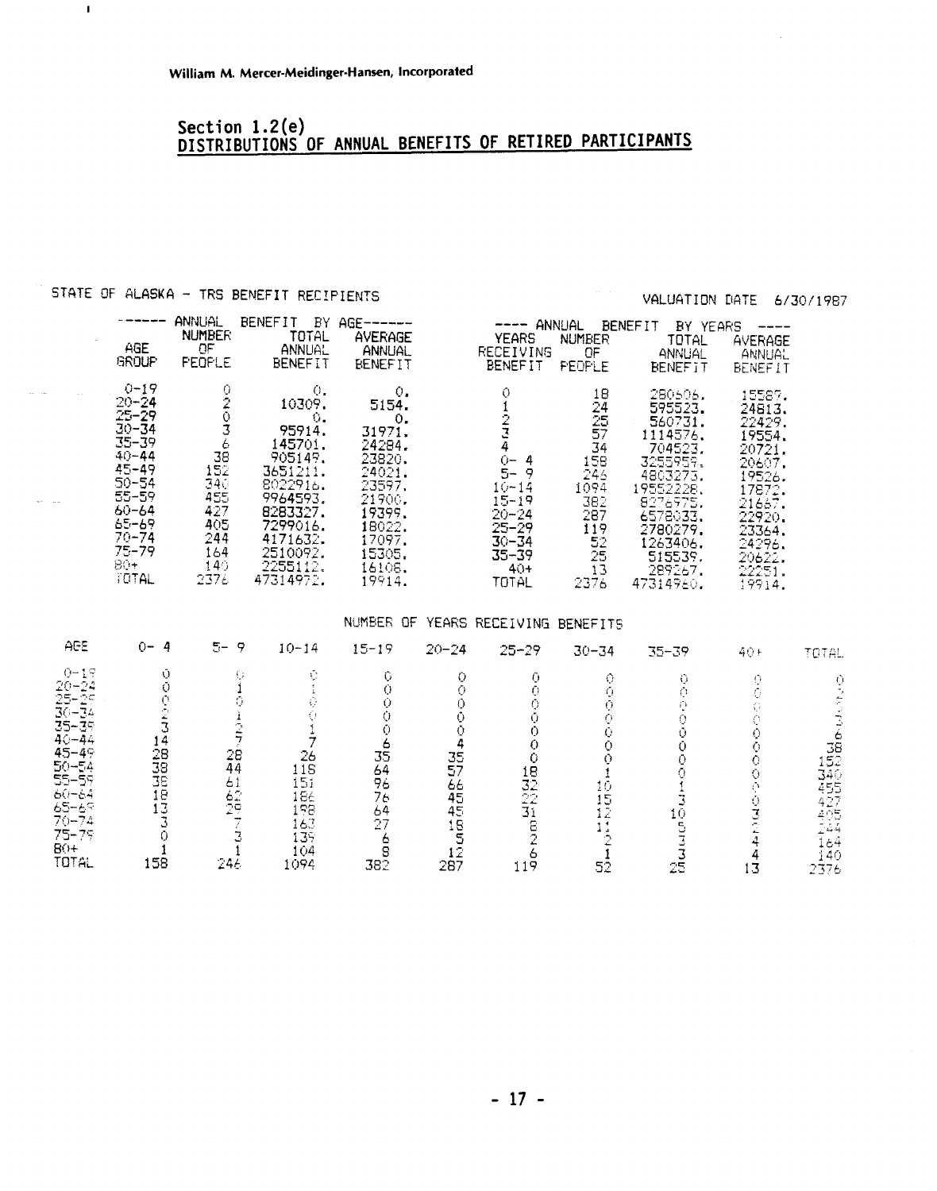William M. Mercer-Meidinger-Hansen, Incorporated

## Section 1.2(e)
## DISTRIBUTIONS OF ANNUAL BENEFITS OF RETIRED PARTICIPANTS

STATE OF ALASKA - TRS BENEFIT RECIPIENTS

VALUATION DATE 6/30/1987

| ------ ANNUAL BENEFIT BY AGE------ | | | |
|---|---|---|---|
| AGE GROUP | NUMBER OF PEOPLE | TOTAL ANNUAL BENEFIT | AVERAGE ANNUAL BENEFIT |
| 0-19 | 0 | 0. | 0. |
| 20-24 | 2 | 10309. | 5154. |
| 25-29 | 0 | 0. | 0. |
| 30-34 | 3 | 95914. | 31971. |
| 35-39 | 6 | 145701. | 24284. |
| 40-44 | 38 | 905149. | 23820. |
| 45-49 | 152 | 3651211. | 24021. |
| 50-54 | 340 | 8022916. | 23597. |
| 55-59 | 455 | 9964593. | 21900. |
| 60-64 | 427 | 8283327. | 19399. |
| 65-69 | 405 | 7299016. | 18022. |
| 70-74 | 244 | 4171632. | 17097. |
| 75-79 | 164 | 2510092. | 15305. |
| 80+ | 140 | 2255112. | 16108. |
| TOTAL | 2376 | 47314972. | 19914. |

| ---- ANNUAL BENEFIT BY YEARS ---- | | | |
|---|---|---|---|
| YEARS RECEIVING BENEFIT | NUMBER OF PEOPLE | TOTAL ANNUAL BENEFIT | AVERAGE ANNUAL BENEFIT |
| 0 | 18 | 280606. | 15589. |
| 1 | 24 | 595523. | 24813. |
| 2 | 25 | 560731. | 22429. |
| 3 | 57 | 1114576. | 19554. |
| 4 | 34 | 704523. | 20721. |
| 0- 4 | 158 | 3255959. | 20607. |
| 5- 9 | 246 | 4803273. | 19526. |
| 10-14 | 1094 | 19552228. | 17872. |
| 15-19 | 382 | 8276975. | 21667. |
| 20-24 | 287 | 6578033. | 22920. |
| 25-29 | 119 | 2780279. | 23364. |
| 30-34 | 52 | 1263406. | 24296. |
| 35-39 | 25 | 515539. | 20622. |
| 40+ | 13 | 289267. | 22251. |
| TOTAL | 2376 | 47314960. | 19914. |

NUMBER OF YEARS RECEIVING BENEFITS

| AGE | 0- 4 | 5- 9 | 10-14 | 15-19 | 20-24 | 25-29 | 30-34 | 35-39 | 40+ | TOTAL |
|---|---|---|---|---|---|---|---|---|---|---|
| 0-19 | 0 | 0 | 0 | 0 | 0 | 0 | 0 | 0 | 0 | 0 |
| 20-24 | 0 | 1 | 1 | 0 | 0 | 0 | 0 | 0 | 0 | 2 |
| 25-29 | 0 | 0 | 0 | 0 | 0 | 0 | 0 | 0 | 0 | 0 |
| 30-34 | 2 | 1 | 0 | 0 | 0 | 0 | 0 | 0 | 0 | 3 |
| 35-39 | 3 | 2 | 1 | 0 | 0 | 0 | 0 | 0 | 0 | 6 |
| 40-44 | 14 | 7 | 7 | 6 | 4 | 0 | 0 | 0 | 0 | 38 |
| 45-49 | 28 | 28 | 26 | 35 | 35 | 0 | 0 | 0 | 0 | 152 |
| 50-54 | 38 | 44 | 118 | 64 | 57 | 18 | 1 | 0 | 0 | 340 |
| 55-59 | 38 | 61 | 151 | 96 | 66 | 32 | 10 | 1 | 0 | 455 |
| 60-64 | 18 | 62 | 186 | 76 | 45 | 22 | 15 | 3 | 0 | 427 |
| 65-69 | 13 | 29 | 198 | 64 | 45 | 31 | 12 | 10 | 3 | 405 |
| 70-74 | 3 | 7 | 163 | 27 | 18 | 8 | 11 | 5 | 2 | 244 |
| 75-79 | 0 | 3 | 139 | 6 | 5 | 2 | 2 | 3 | 4 | 164 |
| 80+ | 1 | 1 | 104 | 8 | 12 | 6 | 1 | 3 | 4 | 140 |
| TOTAL | 158 | 246 | 1094 | 382 | 287 | 119 | 52 | 25 | 13 | 2376 |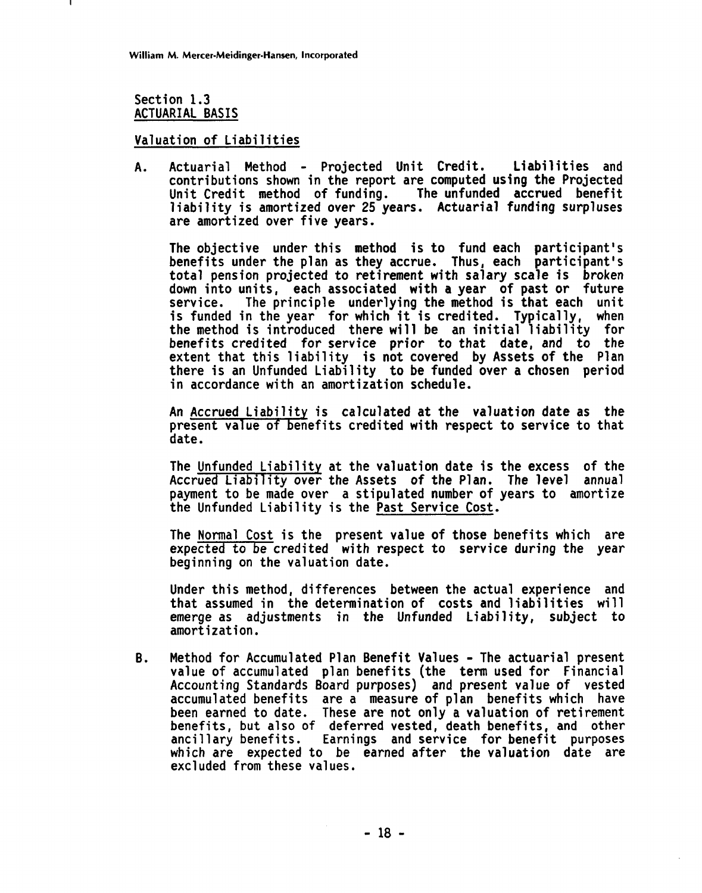## Section 1.3
## ACTUARIAL BASIS

### Valuation of Liabilities

A. Actuarial Method - Projected Unit Credit. Liabilities and contributions shown in the report are computed using the Projected Unit Credit method of funding. The unfunded accrued benefit liability is amortized over 25 years. Actuarial funding surpluses are amortized over five years.

   The objective under this method is to fund each participant's benefits under the plan as they accrue. Thus, each participant's total pension projected to retirement with salary scale is broken down into units, each associated with a year of past or future service. The principle underlying the method is that each unit is funded in the year for which it is credited. Typically, when the method is introduced there will be an initial liability for benefits credited for service prior to that date, and to the extent that this liability is not covered by Assets of the Plan there is an Unfunded Liability to be funded over a chosen period in accordance with an amortization schedule.

   An Accrued Liability is calculated at the valuation date as the present value of benefits credited with respect to service to that date.

   The Unfunded Liability at the valuation date is the excess of the Accrued Liability over the Assets of the Plan. The level annual payment to be made over a stipulated number of years to amortize the Unfunded Liability is the Past Service Cost.

   The Normal Cost is the present value of those benefits which are expected to be credited with respect to service during the year beginning on the valuation date.

   Under this method, differences between the actual experience and that assumed in the determination of costs and liabilities will emerge as adjustments in the Unfunded Liability, subject to amortization.

B. Method for Accumulated Plan Benefit Values - The actuarial present value of accumulated plan benefits (the term used for Financial Accounting Standards Board purposes) and present value of vested accumulated benefits are a measure of plan benefits which have been earned to date. These are not only a valuation of retirement benefits, but also of deferred vested, death benefits, and other ancillary benefits. Earnings and service for benefit purposes which are expected to be earned after the valuation date are excluded from these values.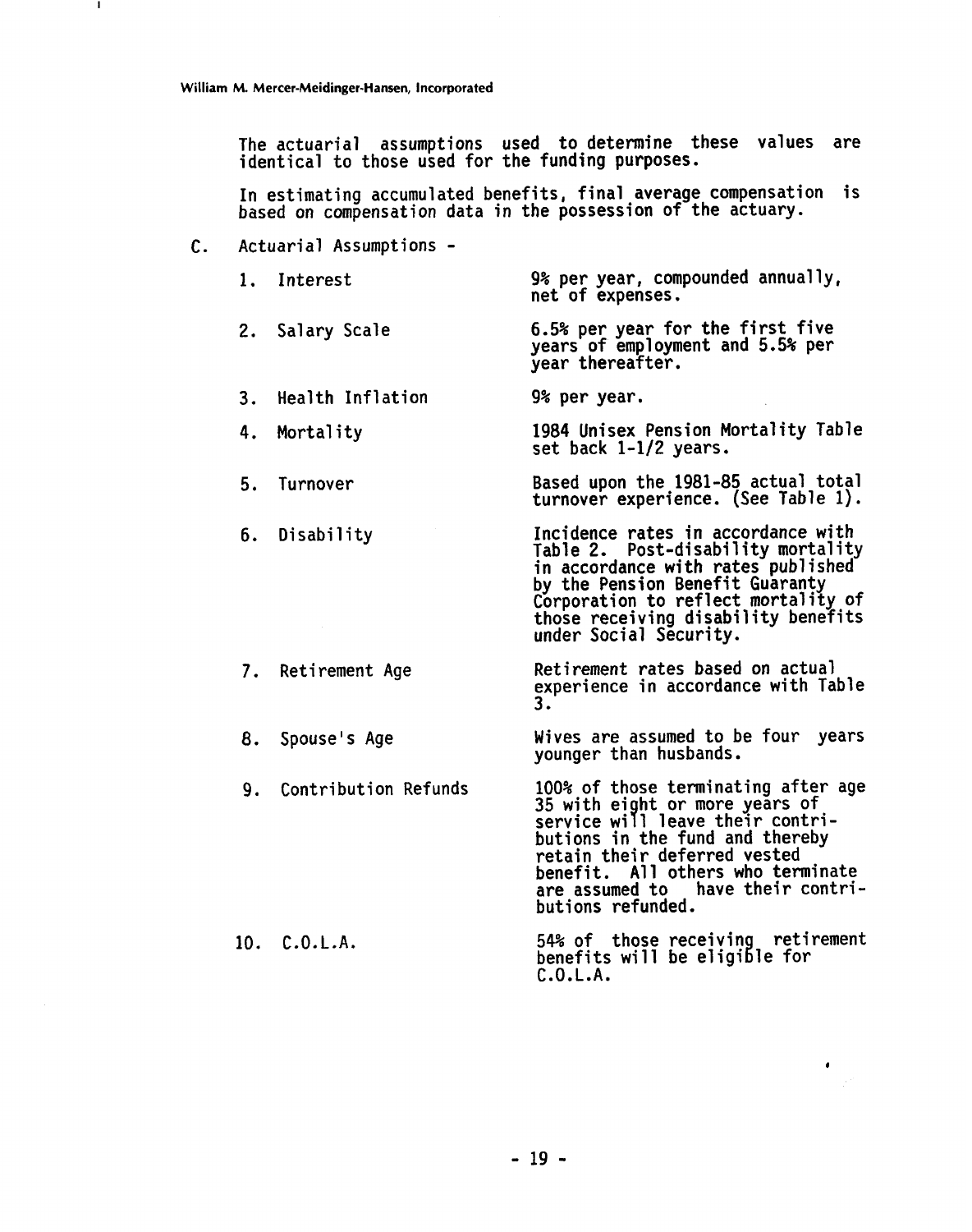The actuarial assumptions used to determine these values are identical to those used for the funding purposes.

In estimating accumulated benefits, final average compensation is based on compensation data in the possession of the actuary.

C. Actuarial Assumptions -

| | |
|---|---|
| 1. Interest | 9% per year, compounded annually, net of expenses. |
| 2. Salary Scale | 6.5% per year for the first five years of employment and 5.5% per year thereafter. |
| 3. Health Inflation | 9% per year. |
| 4. Mortality | 1984 Unisex Pension Mortality Table set back 1-1/2 years. |
| 5. Turnover | Based upon the 1981-85 actual total turnover experience. (See Table 1). |
| 6. Disability | Incidence rates in accordance with Table 2. Post-disability mortality in accordance with rates published by the Pension Benefit Guaranty Corporation to reflect mortality of those receiving disability benefits under Social Security. |
| 7. Retirement Age | Retirement rates based on actual experience in accordance with Table 3. |
| 8. Spouse's Age | Wives are assumed to be four years younger than husbands. |
| 9. Contribution Refunds | 100% of those terminating after age 35 with eight or more years of service will leave their contributions in the fund and thereby retain their deferred vested benefit. All others who terminate are assumed to have their contributions refunded. |
| 10. C.O.L.A. | 54% of those receiving retirement benefits will be eligible for C.O.L.A. |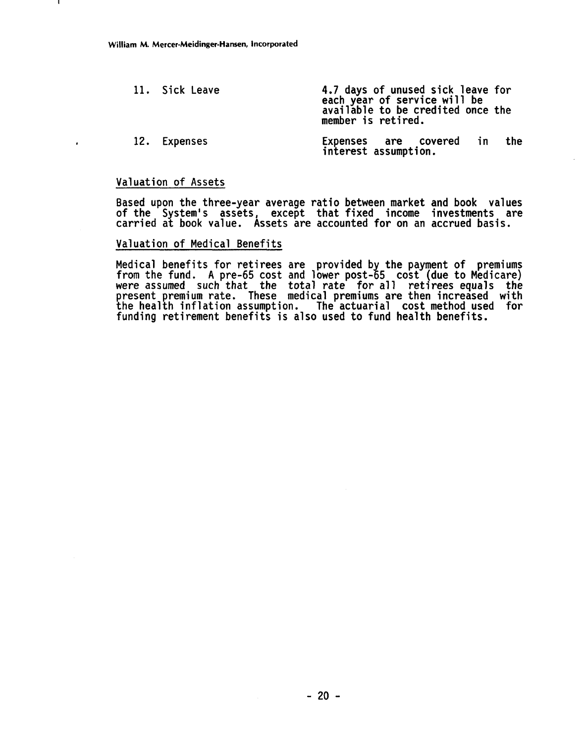11. Sick Leave — 4.7 days of unused sick leave for each year of service will be available to be credited once the member is retired.

12. Expenses — Expenses are covered in the interest assumption.

Valuation of Assets

Based upon the three-year average ratio between market and book values of the System's assets, except that fixed income investments are carried at book value. Assets are accounted for on an accrued basis.

Valuation of Medical Benefits

Medical benefits for retirees are provided by the payment of premiums from the fund. A pre-65 cost and lower post-65 cost (due to Medicare) were assumed such that the total rate for all retirees equals the present premium rate. These medical premiums are then increased with the health inflation assumption. The actuarial cost method used for funding retirement benefits is also used to fund health benefits.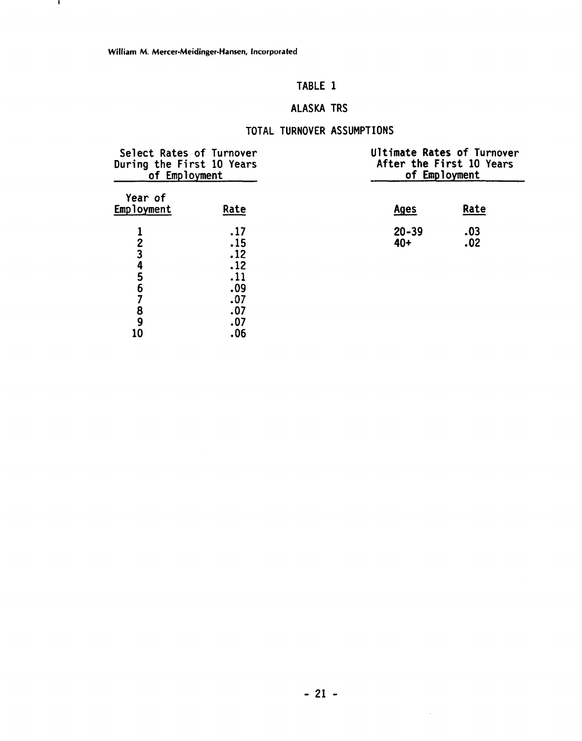# TABLE 1

## ALASKA TRS

### TOTAL TURNOVER ASSUMPTIONS

**Select Rates of Turnover During the First 10 Years of Employment**

| Year of Employment | Rate |
|---|---|
| 1 | .17 |
| 2 | .15 |
| 3 | .12 |
| 4 | .12 |
| 5 | .11 |
| 6 | .09 |
| 7 | .07 |
| 8 | .07 |
| 9 | .07 |
| 10 | .06 |

**Ultimate Rates of Turnover After the First 10 Years of Employment**

| Ages | Rate |
|---|---|
| 20-39 | .03 |
| 40+ | .02 |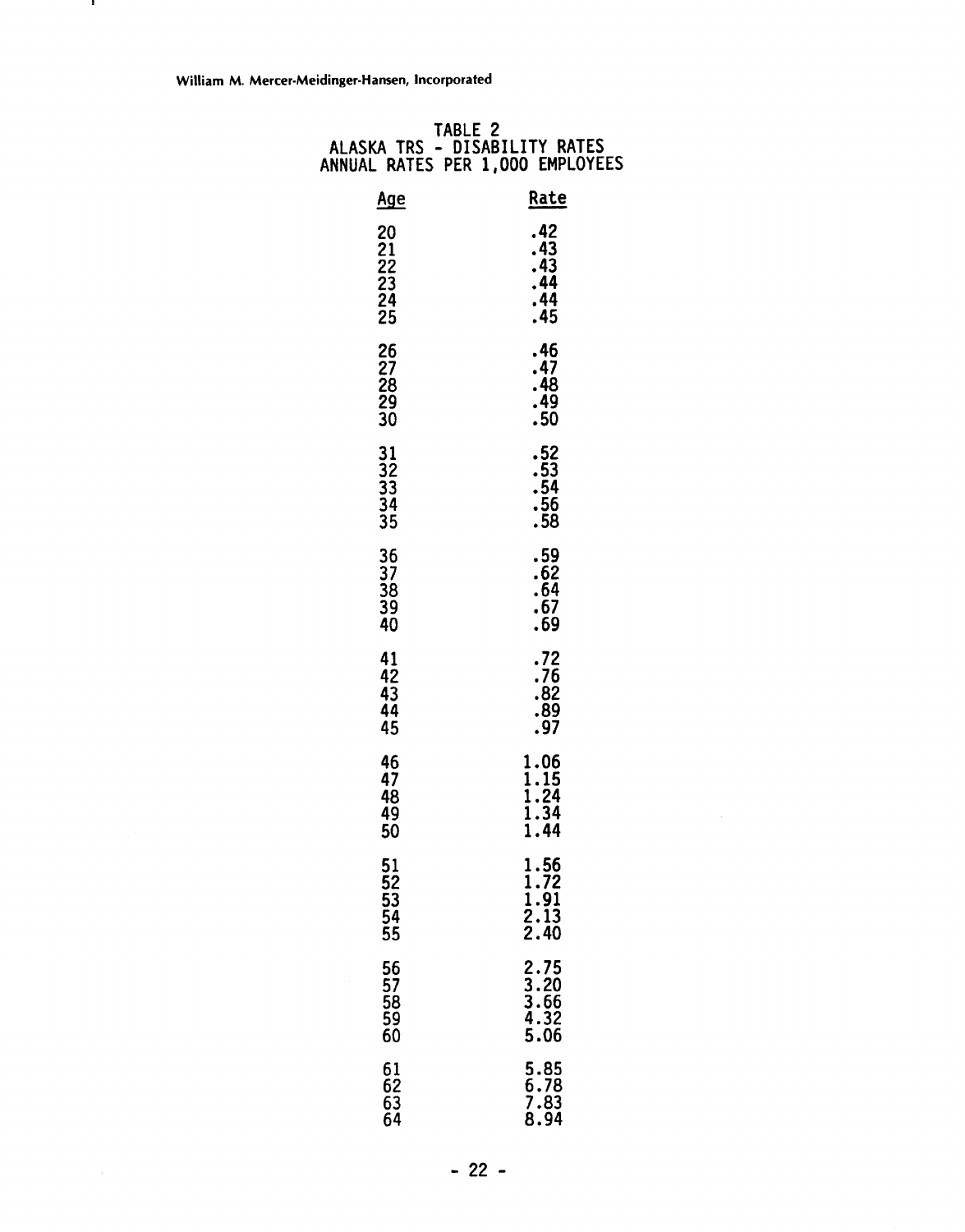## TABLE 2
## ALASKA TRS - DISABILITY RATES
## ANNUAL RATES PER 1,000 EMPLOYEES

| Age | Rate |
|---|---|
| 20 | .42 |
| 21 | .43 |
| 22 | .43 |
| 23 | .44 |
| 24 | .44 |
| 25 | .45 |
| 26 | .46 |
| 27 | .47 |
| 28 | .48 |
| 29 | .49 |
| 30 | .50 |
| 31 | .52 |
| 32 | .53 |
| 33 | .54 |
| 34 | .56 |
| 35 | .58 |
| 36 | .59 |
| 37 | .62 |
| 38 | .64 |
| 39 | .67 |
| 40 | .69 |
| 41 | .72 |
| 42 | .76 |
| 43 | .82 |
| 44 | .89 |
| 45 | .97 |
| 46 | 1.06 |
| 47 | 1.15 |
| 48 | 1.24 |
| 49 | 1.34 |
| 50 | 1.44 |
| 51 | 1.56 |
| 52 | 1.72 |
| 53 | 1.91 |
| 54 | 2.13 |
| 55 | 2.40 |
| 56 | 2.75 |
| 57 | 3.20 |
| 58 | 3.66 |
| 59 | 4.32 |
| 60 | 5.06 |
| 61 | 5.85 |
| 62 | 6.78 |
| 63 | 7.83 |
| 64 | 8.94 |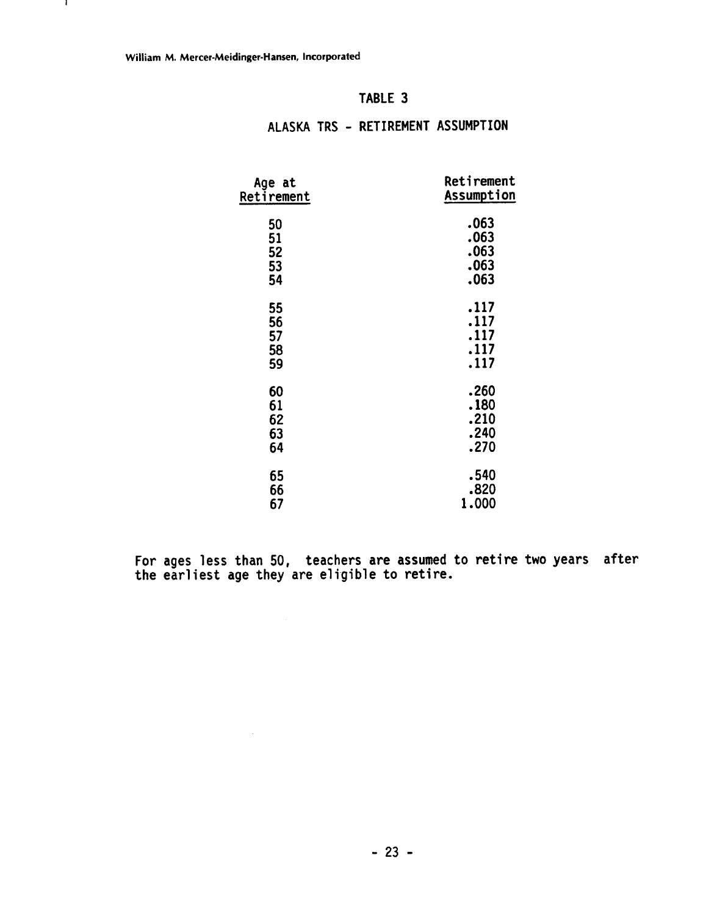## TABLE 3

### ALASKA TRS - RETIREMENT ASSUMPTION

| Age at Retirement | Retirement Assumption |
|---|---|
| 50 | .063 |
| 51 | .063 |
| 52 | .063 |
| 53 | .063 |
| 54 | .063 |
| 55 | .117 |
| 56 | .117 |
| 57 | .117 |
| 58 | .117 |
| 59 | .117 |
| 60 | .260 |
| 61 | .180 |
| 62 | .210 |
| 63 | .240 |
| 64 | .270 |
| 65 | .540 |
| 66 | .820 |
| 67 | 1.000 |

For ages less than 50, teachers are assumed to retire two years after the earliest age they are eligible to retire.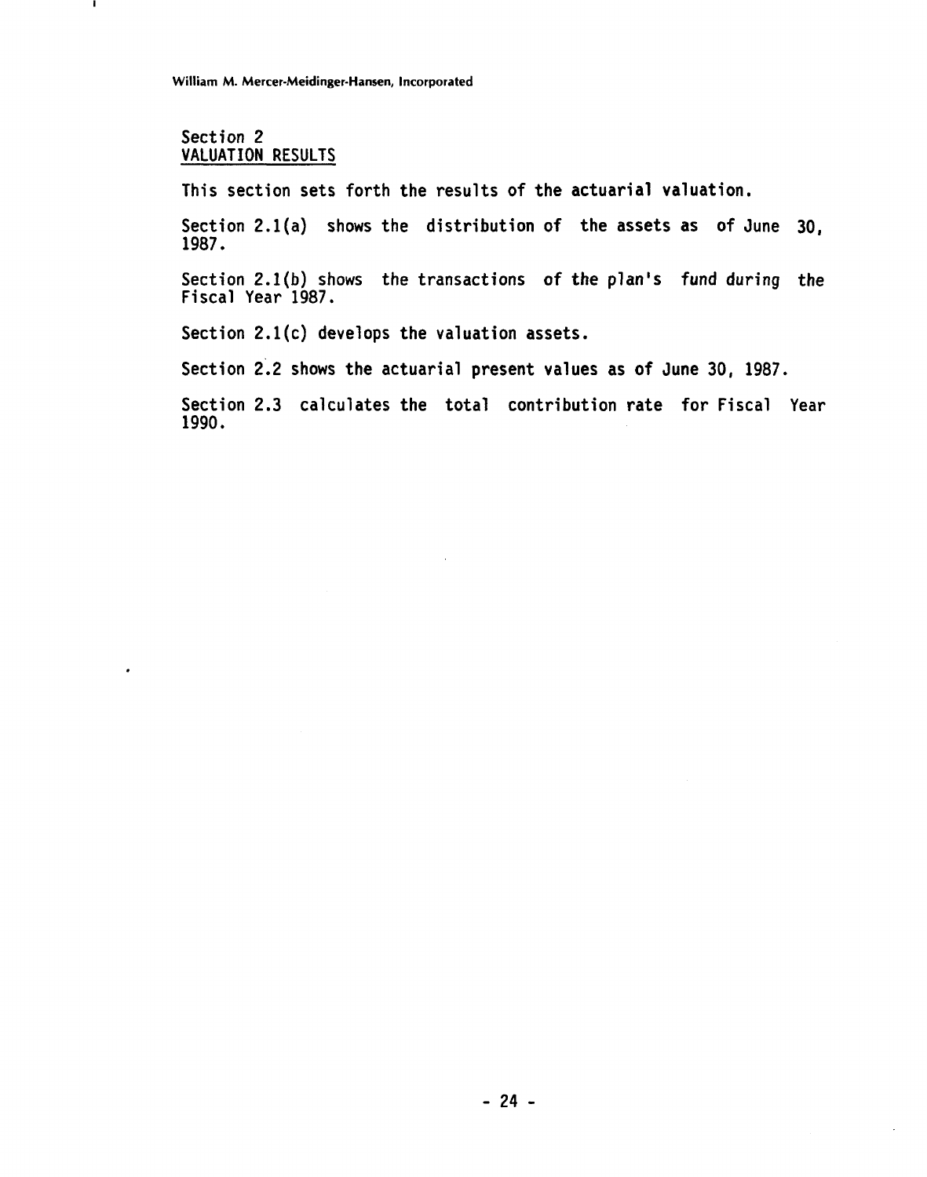## Section 2
## VALUATION RESULTS

This section sets forth the results of the actuarial valuation.

Section 2.1(a) shows the distribution of the assets as of June 30, 1987.

Section 2.1(b) shows the transactions of the plan's fund during the Fiscal Year 1987.

Section 2.1(c) develops the valuation assets.

Section 2.2 shows the actuarial present values as of June 30, 1987.

Section 2.3 calculates the total contribution rate for Fiscal Year 1990.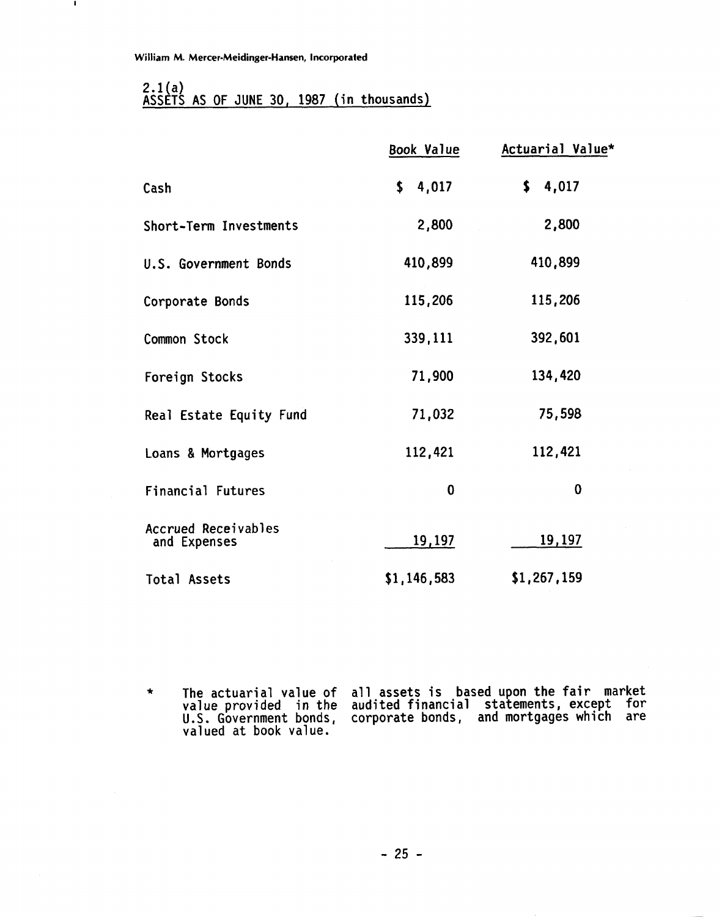William M. Mercer-Meidinger-Hansen, Incorporated

## 2.1(a)
## ASSETS AS OF JUNE 30, 1987 (in thousands)

| | Book Value | Actuarial Value* |
|---|---|---|
| Cash | $ 4,017 | $ 4,017 |
| Short-Term Investments | 2,800 | 2,800 |
| U.S. Government Bonds | 410,899 | 410,899 |
| Corporate Bonds | 115,206 | 115,206 |
| Common Stock | 339,111 | 392,601 |
| Foreign Stocks | 71,900 | 134,420 |
| Real Estate Equity Fund | 71,032 | 75,598 |
| Loans & Mortgages | 112,421 | 112,421 |
| Financial Futures | 0 | 0 |
| Accrued Receivables and Expenses | 19,197 | 19,197 |
| Total Assets | $1,146,583 | $1,267,159 |

\* The actuarial value of all assets is based upon the fair market value provided in the audited financial statements, except for U.S. Government bonds, corporate bonds, and mortgages which are valued at book value.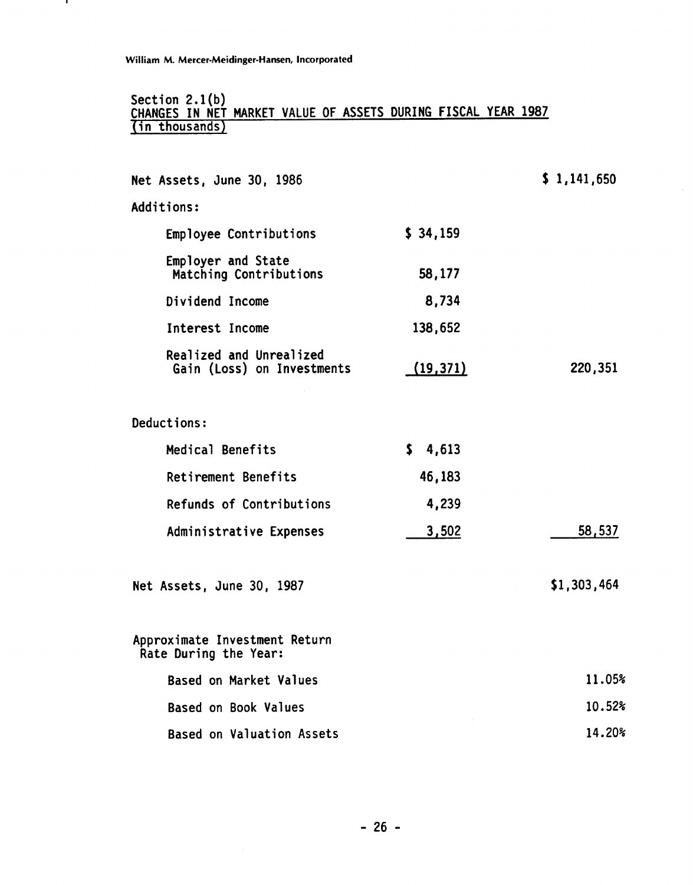William M. Mercer-Meidinger-Hansen, Incorporated

Section 2.1(b)

## CHANGES IN NET MARKET VALUE OF ASSETS DURING FISCAL YEAR 1987 (in thousands)

| | | |
|---|---|---|
| Net Assets, June 30, 1986 | | $ 1,141,650 |
| Additions: | | |
| Employee Contributions | $ 34,159 | |
| Employer and State Matching Contributions | 58,177 | |
| Dividend Income | 8,734 | |
| Interest Income | 138,652 | |
| Realized and Unrealized Gain (Loss) on Investments | (19,371) | 220,351 |
| Deductions: | | |
| Medical Benefits | $ 4,613 | |
| Retirement Benefits | 46,183 | |
| Refunds of Contributions | 4,239 | |
| Administrative Expenses | 3,502 | 58,537 |
| Net Assets, June 30, 1987 | | $1,303,464 |
| Approximate Investment Return Rate During the Year: | | |
| Based on Market Values | | 11.05% |
| Based on Book Values | | 10.52% |
| Based on Valuation Assets | | 14.20% |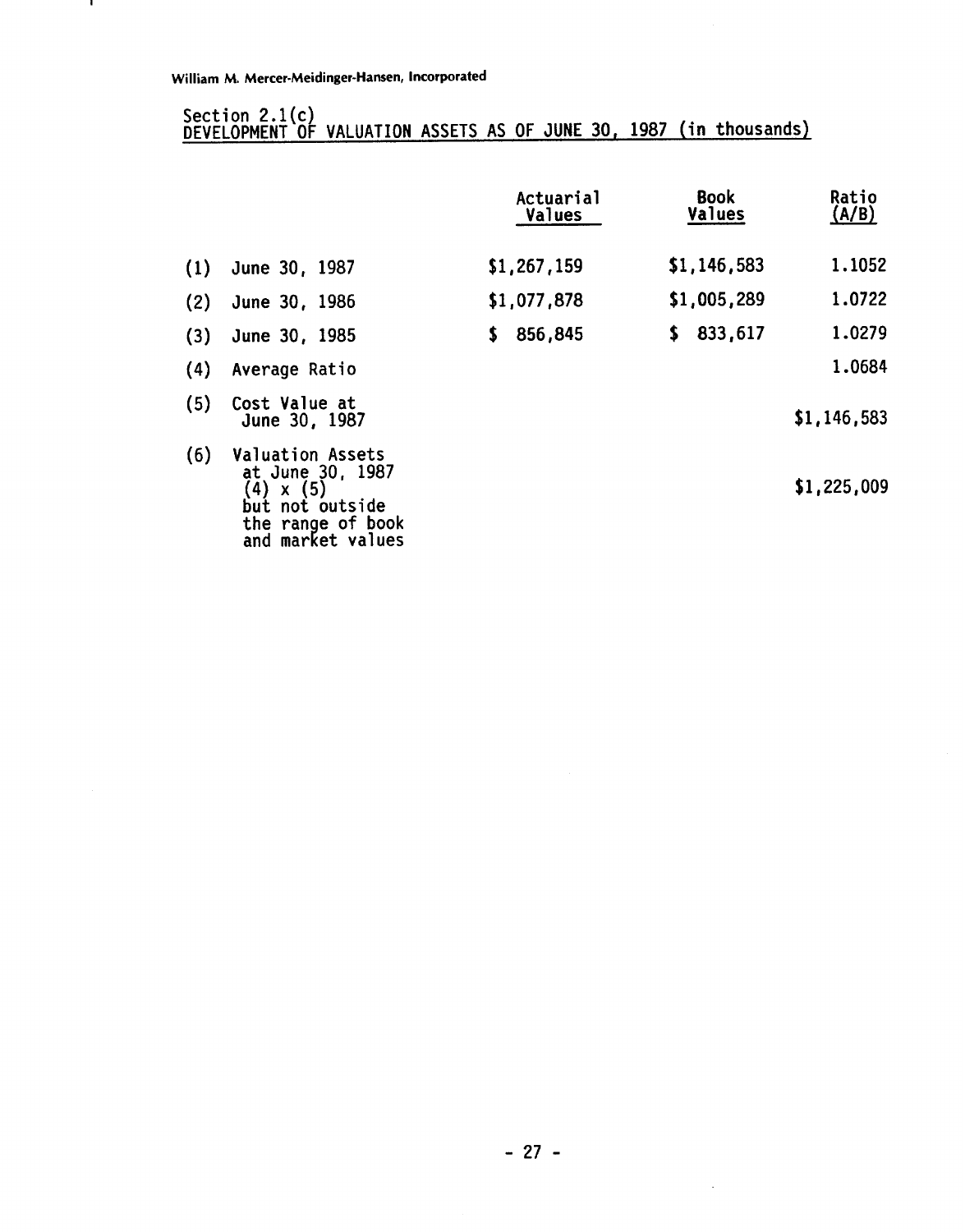William M. Mercer-Meidinger-Hansen, Incorporated

## Section 2.1(c)
## DEVELOPMENT OF VALUATION ASSETS AS OF JUNE 30, 1987 (in thousands)

| | | Actuarial Values | Book Values | Ratio (A/B) |
|---|---|---|---|---|
| (1) | June 30, 1987 | $1,267,159 | $1,146,583 | 1.1052 |
| (2) | June 30, 1986 | $1,077,878 | $1,005,289 | 1.0722 |
| (3) | June 30, 1985 | $ 856,845 | $ 833,617 | 1.0279 |
| (4) | Average Ratio | | | 1.0684 |
| (5) | Cost Value at June 30, 1987 | | | $1,146,583 |
| (6) | Valuation Assets at June 30, 1987 (4) x (5) but not outside the range of book and market values | | | $1,225,009 |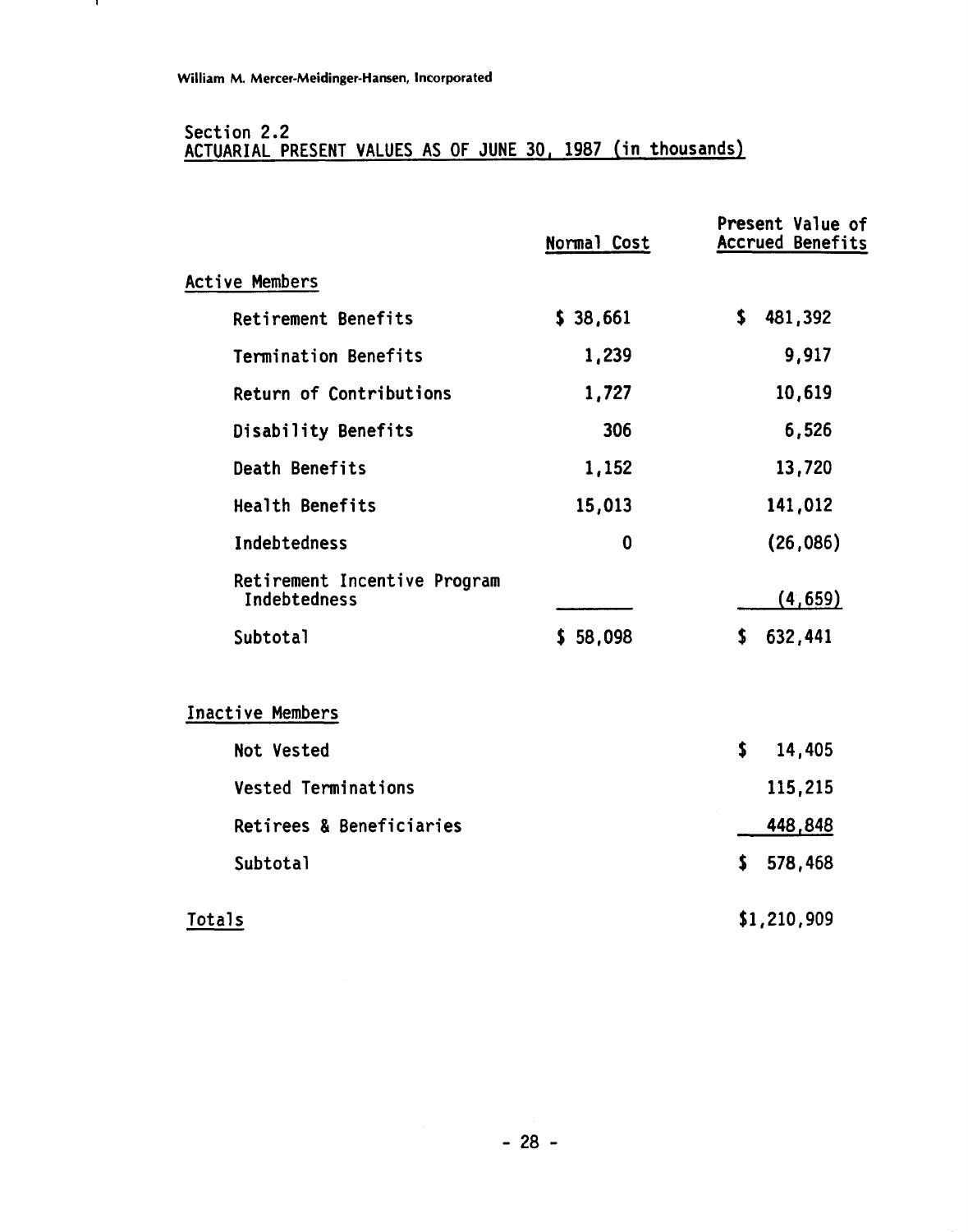Section 2.2
## ACTUARIAL PRESENT VALUES AS OF JUNE 30, 1987 (in thousands)

| | Normal Cost | Present Value of Accrued Benefits |
|---|---|---|
| **Active Members** | | |
| Retirement Benefits | $ 38,661 | $ 481,392 |
| Termination Benefits | 1,239 | 9,917 |
| Return of Contributions | 1,727 | 10,619 |
| Disability Benefits | 306 | 6,526 |
| Death Benefits | 1,152 | 13,720 |
| Health Benefits | 15,013 | 141,012 |
| Indebtedness | 0 | (26,086) |
| Retirement Incentive Program Indebtedness | | (4,659) |
| Subtotal | $ 58,098 | $ 632,441 |
| **Inactive Members** | | |
| Not Vested | | $ 14,405 |
| Vested Terminations | | 115,215 |
| Retirees & Beneficiaries | | 448,848 |
| Subtotal | | $ 578,468 |
| **Totals** | | $1,210,909 |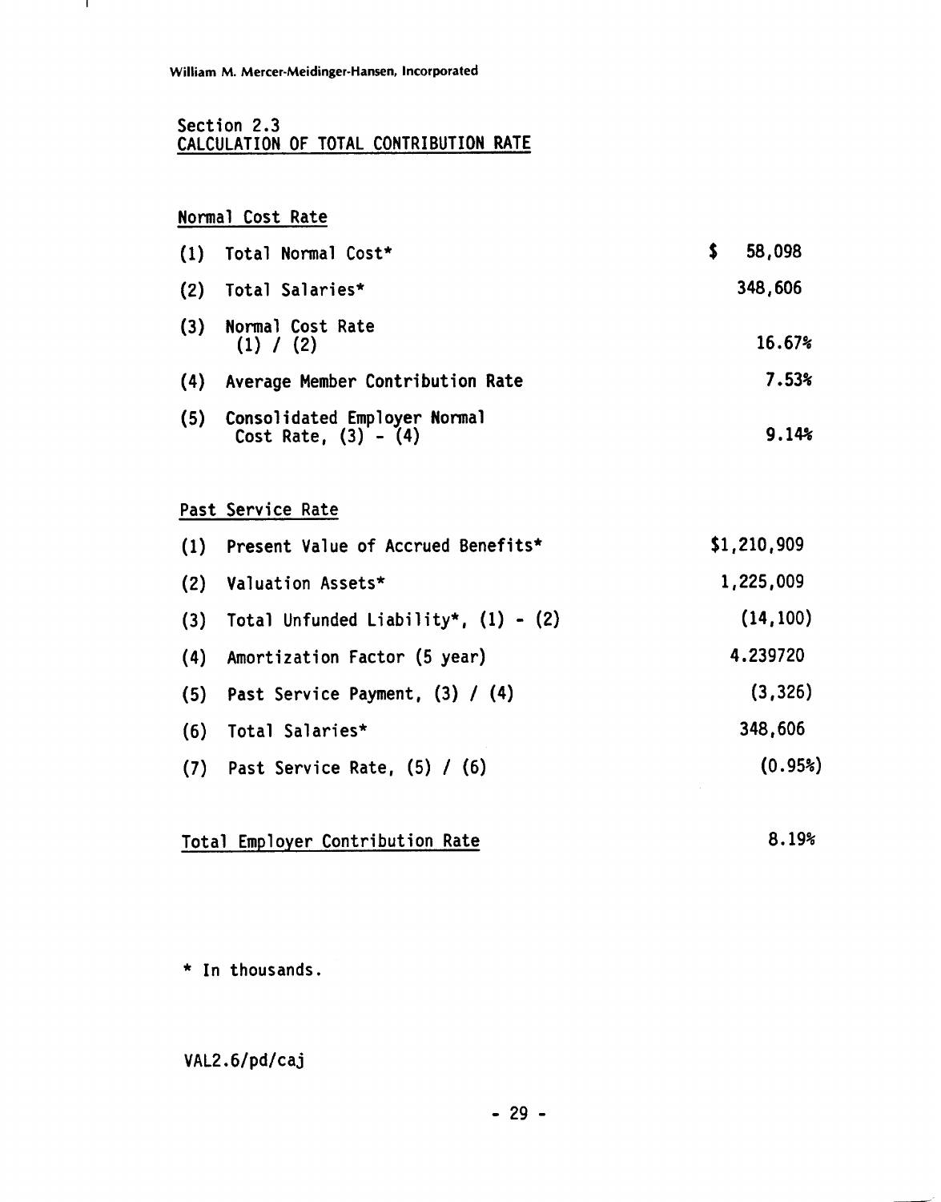William M. Mercer-Meidinger-Hansen, Incorporated

## Section 2.3
## CALCULATION OF TOTAL CONTRIBUTION RATE

### Normal Cost Rate

| | | |
|---|---|---|
| (1) | Total Normal Cost* | $ 58,098 |
| (2) | Total Salaries* | 348,606 |
| (3) | Normal Cost Rate (1) / (2) | 16.67% |
| (4) | Average Member Contribution Rate | 7.53% |
| (5) | Consolidated Employer Normal Cost Rate, (3) - (4) | 9.14% |

### Past Service Rate

| | | |
|---|---|---|
| (1) | Present Value of Accrued Benefits* | $1,210,909 |
| (2) | Valuation Assets* | 1,225,009 |
| (3) | Total Unfunded Liability*, (1) - (2) | (14,100) |
| (4) | Amortization Factor (5 year) | 4.239720 |
| (5) | Past Service Payment, (3) / (4) | (3,326) |
| (6) | Total Salaries* | 348,606 |
| (7) | Past Service Rate, (5) / (6) | (0.95%) |

Total Employer Contribution Rate 8.19%

* In thousands.

VAL2.6/pd/caj